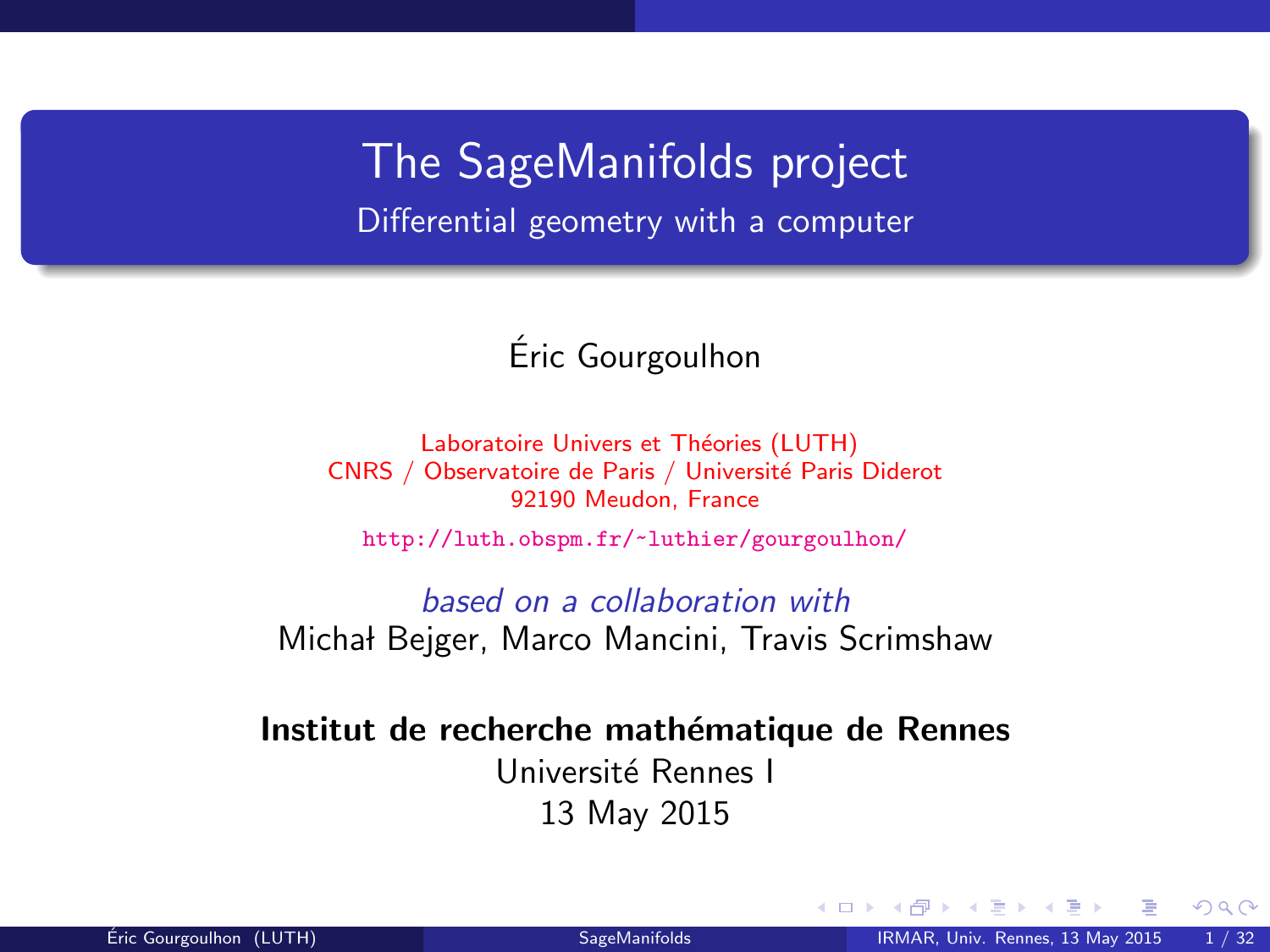# The SageManifolds project

## Differential geometry with a computer

Éric Gourgoulhon

Laboratoire Univers et Théories (LUTH)
CNRS / Observatoire de Paris / Université Paris Diderot
92190 Meudon, France

http://luth.obspm.fr/~luthier/gourgoulhon/

*based on a collaboration with*
Michał Bejger, Marco Mancini, Travis Scrimshaw

**Institut de recherche mathématique de Rennes**
Université Rennes I
13 May 2015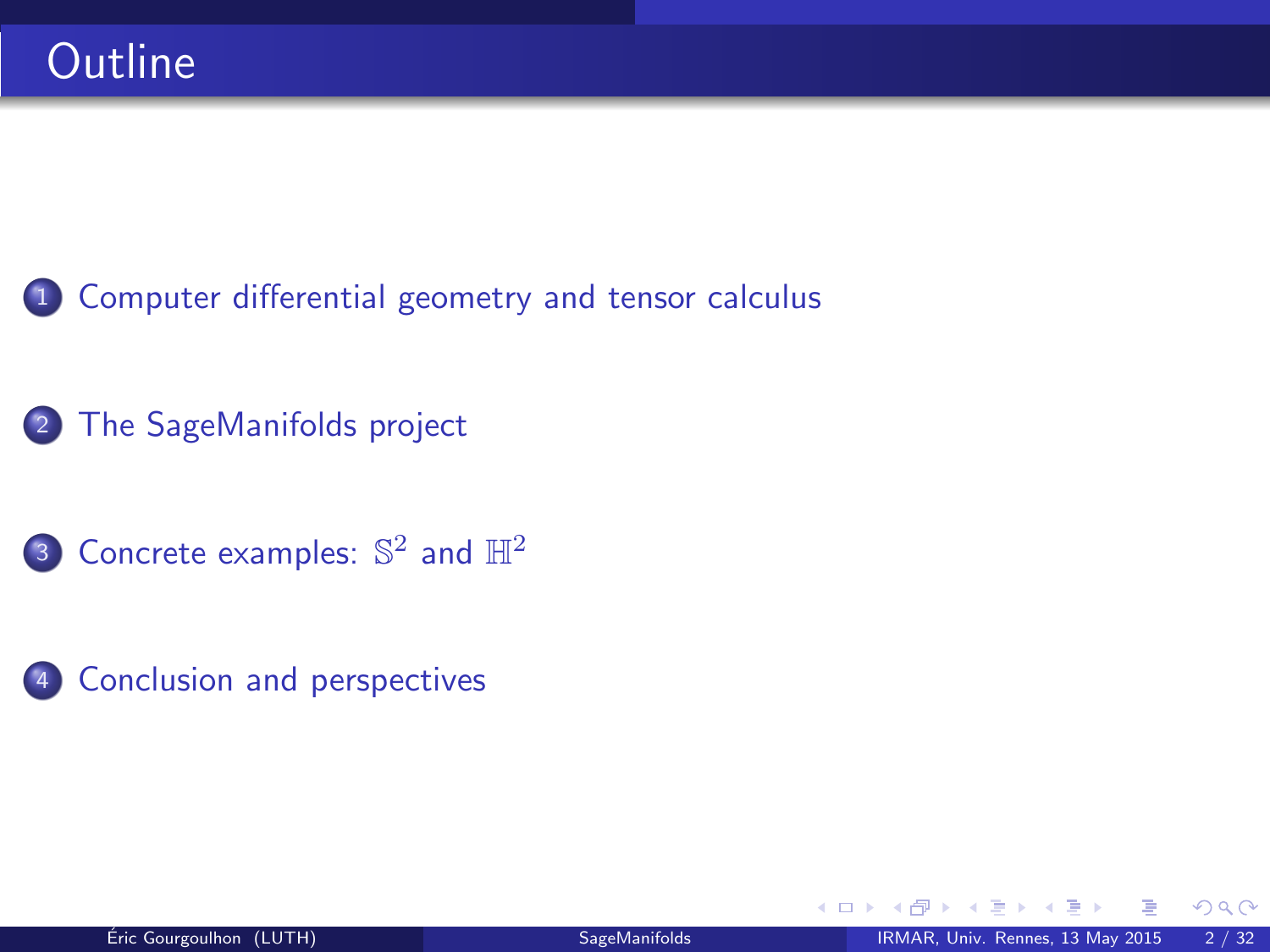# Outline

1. Computer differential geometry and tensor calculus
2. The SageManifolds project
3. Concrete examples: $\mathbb{S}^2$ and $\mathbb{H}^2$
4. Conclusion and perspectives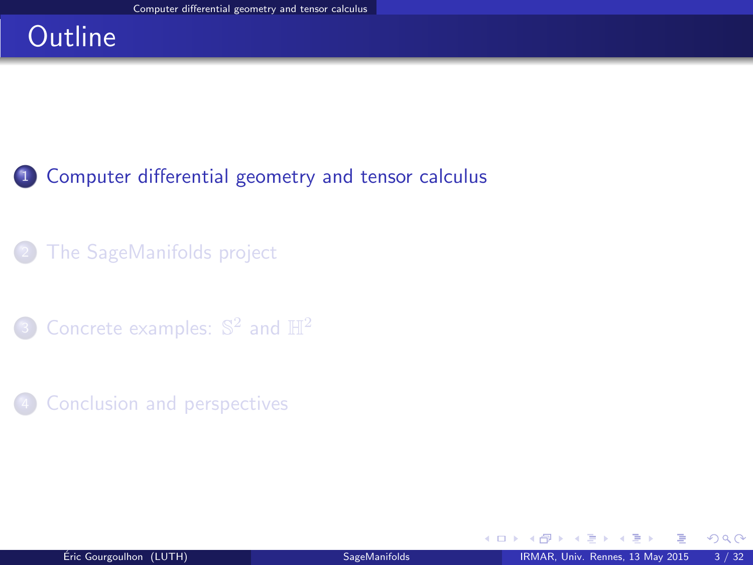# Outline

1. Computer differential geometry and tensor calculus
2. The SageManifolds project
3. Concrete examples: $\mathbb{S}^2$ and $\mathbb{H}^2$
4. Conclusion and perspectives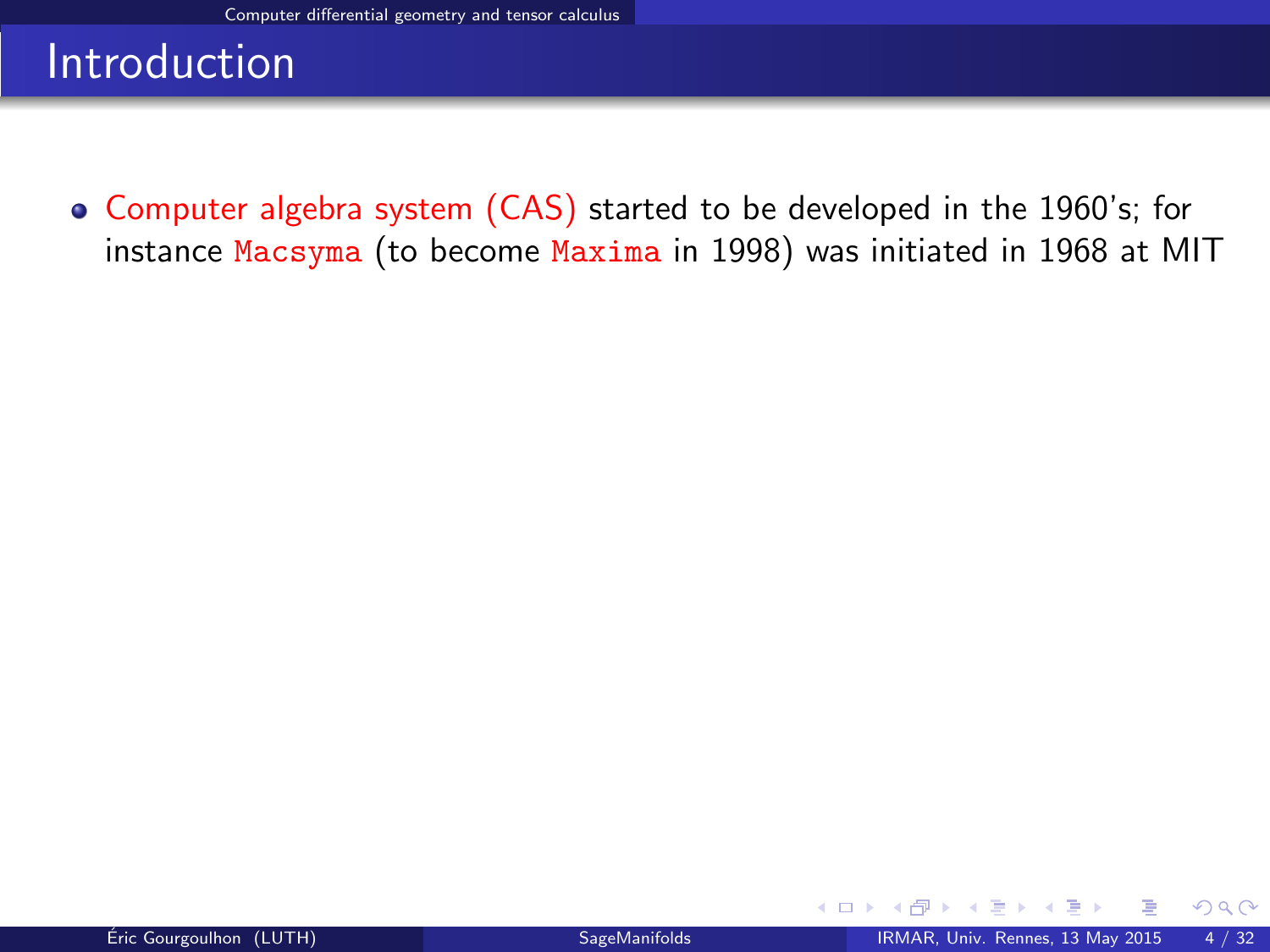# Introduction

- Computer algebra system (CAS) started to be developed in the 1960's; for instance `Macsyma` (to become `Maxima` in 1998) was initiated in 1968 at MIT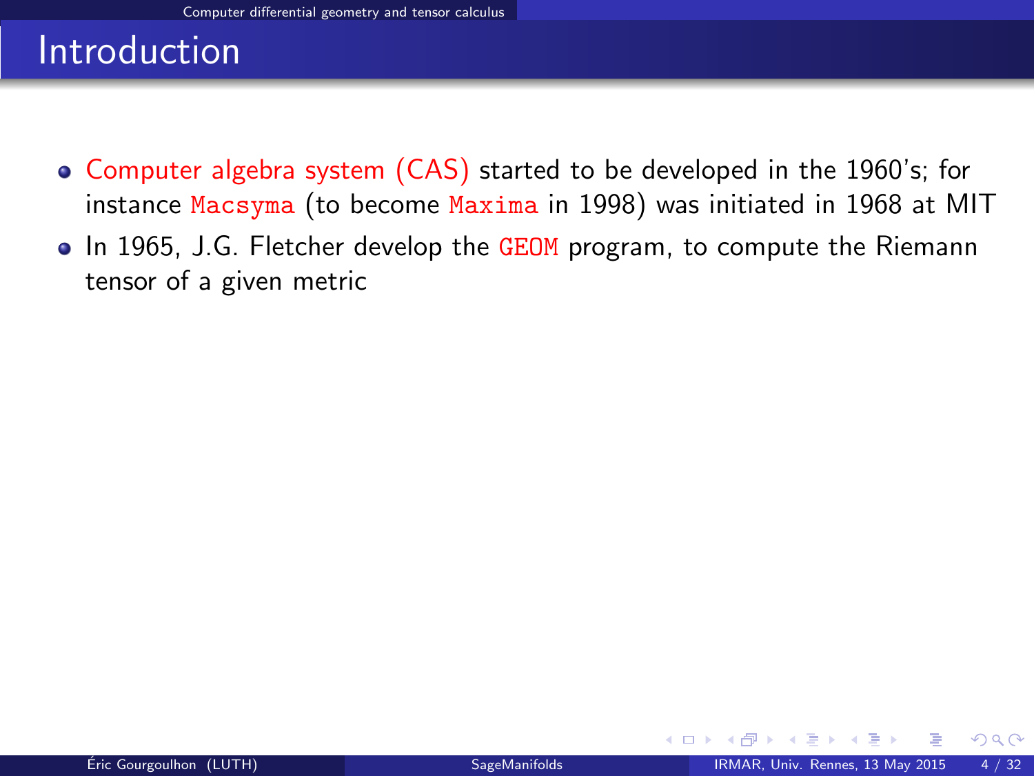# Introduction

- Computer algebra system (CAS) started to be developed in the 1960's; for instance `Macsyma` (to become `Maxima` in 1998) was initiated in 1968 at MIT
- In 1965, J.G. Fletcher develop the `GEOM` program, to compute the Riemann tensor of a given metric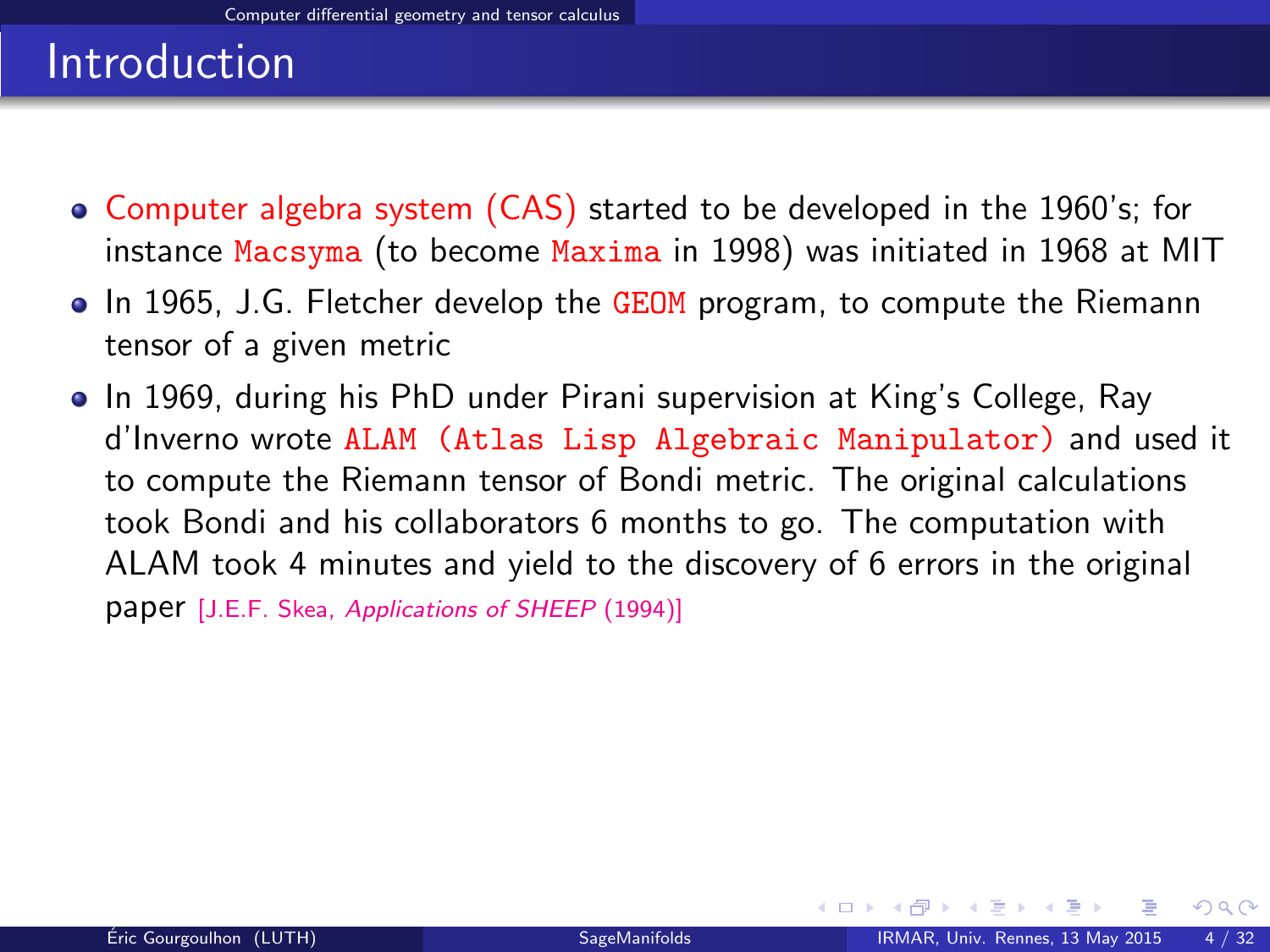# Introduction

- Computer algebra system (CAS) started to be developed in the 1960's; for instance `Macsyma` (to become `Maxima` in 1998) was initiated in 1968 at MIT
- In 1965, J.G. Fletcher develop the `GEOM` program, to compute the Riemann tensor of a given metric
- In 1969, during his PhD under Pirani supervision at King's College, Ray d'Inverno wrote `ALAM (Atlas Lisp Algebraic Manipulator)` and used it to compute the Riemann tensor of Bondi metric. The original calculations took Bondi and his collaborators 6 months to go. The computation with ALAM took 4 minutes and yield to the discovery of 6 errors in the original paper [J.E.F. Skea, *Applications of SHEEP* (1994)]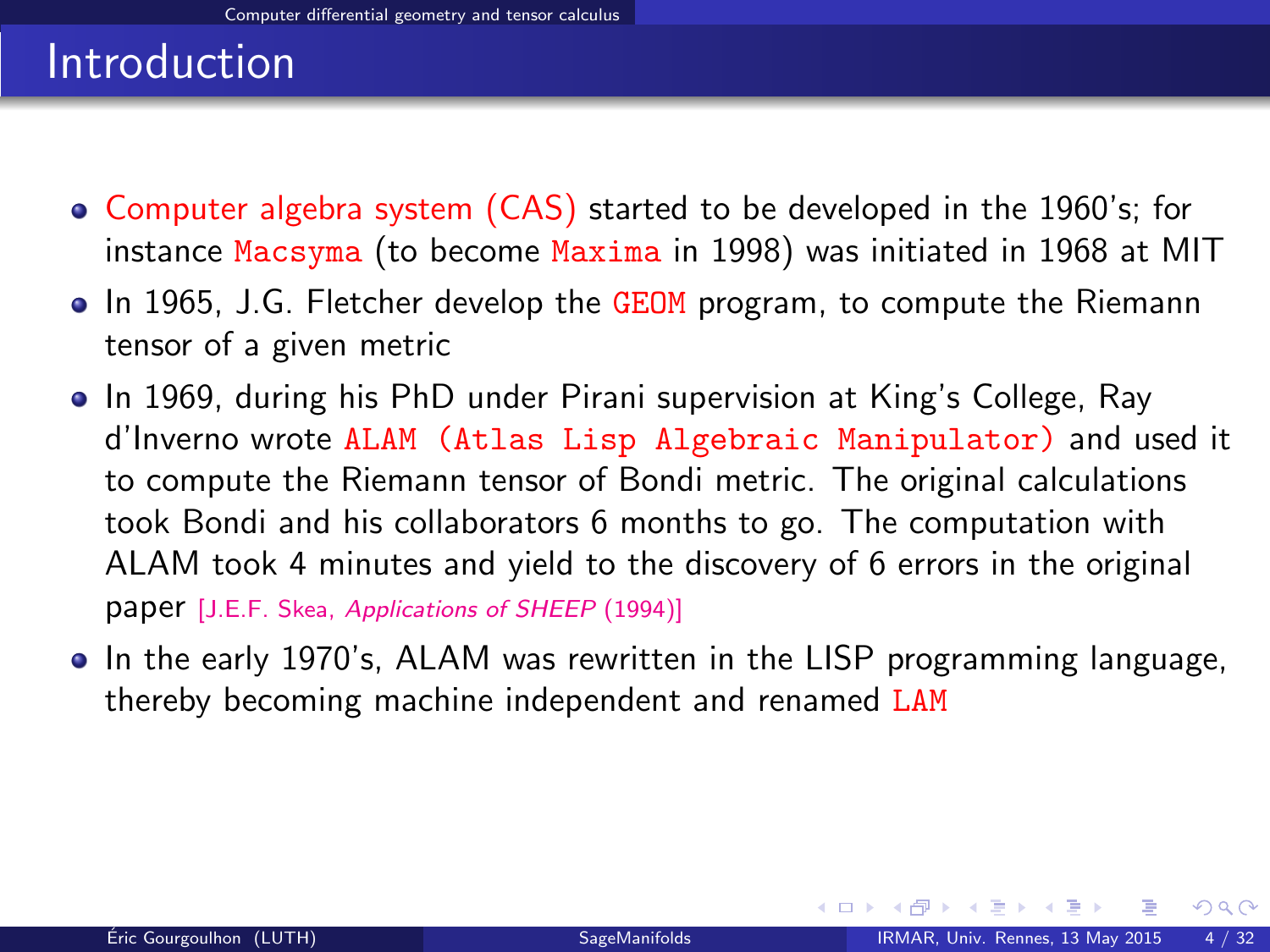# Introduction

- Computer algebra system (CAS) started to be developed in the 1960's; for instance `Macsyma` (to become `Maxima` in 1998) was initiated in 1968 at MIT
- In 1965, J.G. Fletcher develop the `GEOM` program, to compute the Riemann tensor of a given metric
- In 1969, during his PhD under Pirani supervision at King's College, Ray d'Inverno wrote `ALAM (Atlas Lisp Algebraic Manipulator)` and used it to compute the Riemann tensor of Bondi metric. The original calculations took Bondi and his collaborators 6 months to go. The computation with ALAM took 4 minutes and yield to the discovery of 6 errors in the original paper [J.E.F. Skea, *Applications of SHEEP* (1994)]
- In the early 1970's, ALAM was rewritten in the LISP programming language, thereby becoming machine independent and renamed `LAM`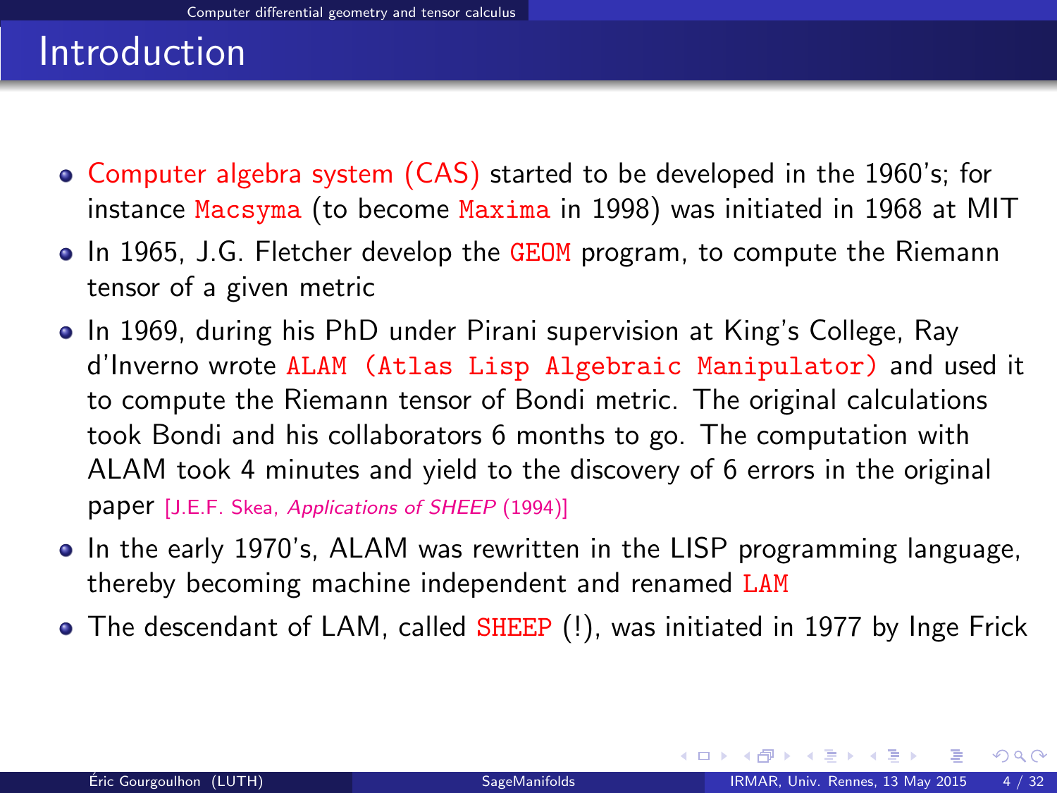# Introduction

- Computer algebra system (CAS) started to be developed in the 1960's; for instance `Macsyma` (to become `Maxima` in 1998) was initiated in 1968 at MIT
- In 1965, J.G. Fletcher develop the `GEOM` program, to compute the Riemann tensor of a given metric
- In 1969, during his PhD under Pirani supervision at King's College, Ray d'Inverno wrote `ALAM (Atlas Lisp Algebraic Manipulator)` and used it to compute the Riemann tensor of Bondi metric. The original calculations took Bondi and his collaborators 6 months to go. The computation with ALAM took 4 minutes and yield to the discovery of 6 errors in the original paper [J.E.F. Skea, *Applications of SHEEP* (1994)]
- In the early 1970's, ALAM was rewritten in the LISP programming language, thereby becoming machine independent and renamed `LAM`
- The descendant of LAM, called `SHEEP` (!), was initiated in 1977 by Inge Frick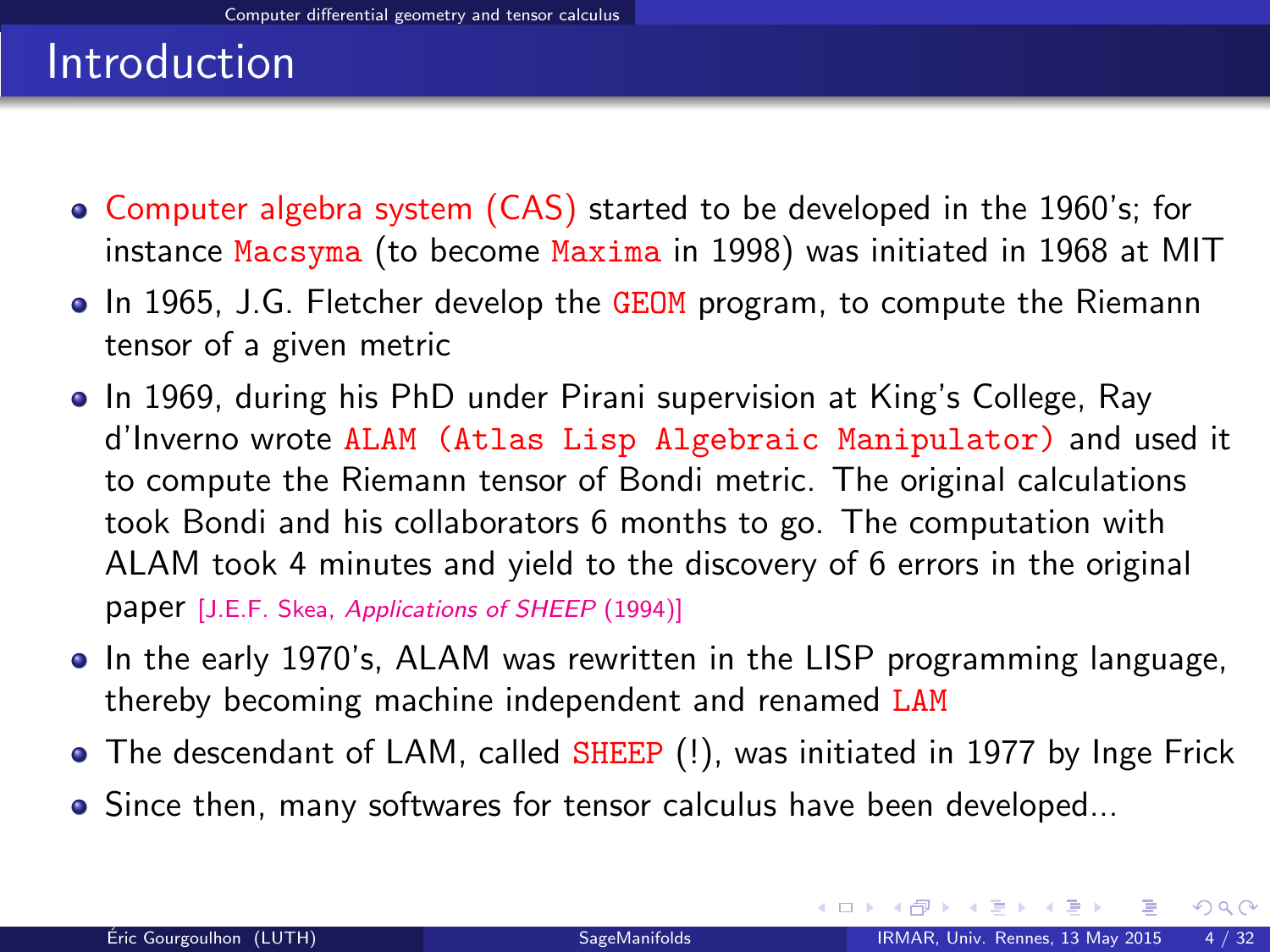# Introduction

- Computer algebra system (CAS) started to be developed in the 1960's; for instance `Macsyma` (to become `Maxima` in 1998) was initiated in 1968 at MIT
- In 1965, J.G. Fletcher develop the `GEOM` program, to compute the Riemann tensor of a given metric
- In 1969, during his PhD under Pirani supervision at King's College, Ray d'Inverno wrote `ALAM (Atlas Lisp Algebraic Manipulator)` and used it to compute the Riemann tensor of Bondi metric. The original calculations took Bondi and his collaborators 6 months to go. The computation with ALAM took 4 minutes and yield to the discovery of 6 errors in the original paper [J.E.F. Skea, *Applications of SHEEP* (1994)]
- In the early 1970's, ALAM was rewritten in the LISP programming language, thereby becoming machine independent and renamed `LAM`
- The descendant of LAM, called `SHEEP` (!), was initiated in 1977 by Inge Frick
- Since then, many softwares for tensor calculus have been developed...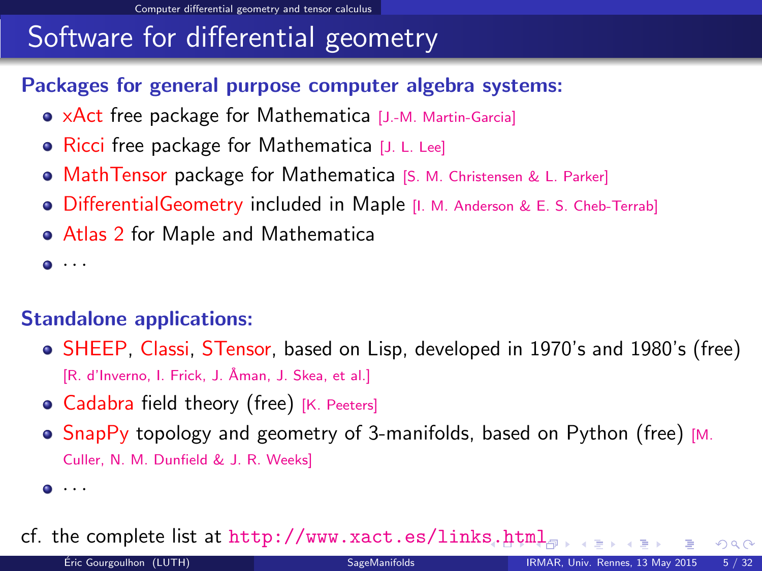# Software for differential geometry

**Packages for general purpose computer algebra systems:**

- xAct free package for Mathematica [J.-M. Martin-Garcia]
- Ricci free package for Mathematica [J. L. Lee]
- MathTensor package for Mathematica [S. M. Christensen & L. Parker]
- DifferentialGeometry included in Maple [I. M. Anderson & E. S. Cheb-Terrab]
- Atlas 2 for Maple and Mathematica
- ...

**Standalone applications:**

- SHEEP, Classi, STensor, based on Lisp, developed in 1970's and 1980's (free) [R. d'Inverno, I. Frick, J. Åman, J. Skea, et al.]
- Cadabra field theory (free) [K. Peeters]
- SnapPy topology and geometry of 3-manifolds, based on Python (free) [M. Culler, N. M. Dunfield & J. R. Weeks]
- ...

cf. the complete list at `http://www.xact.es/links.html`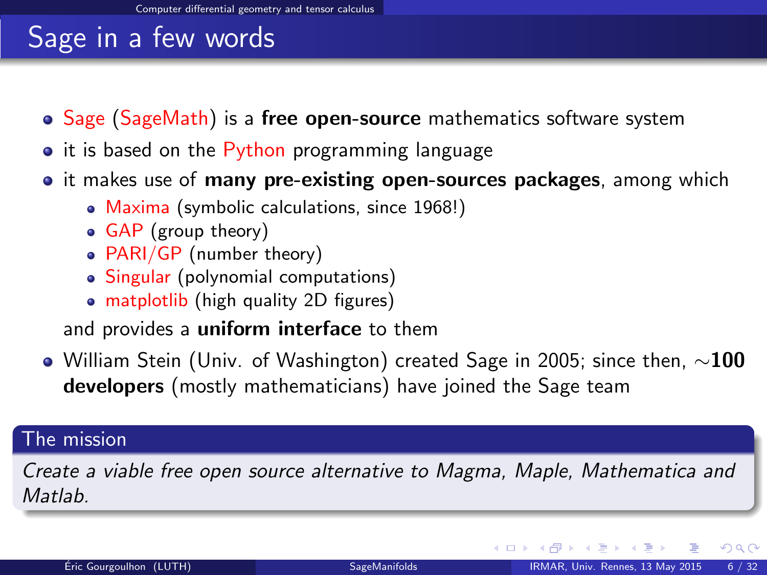# Sage in a few words

- Sage (SageMath) is a **free open-source** mathematics software system
- it is based on the Python programming language
- it makes use of **many pre-existing open-sources packages**, among which
  - Maxima (symbolic calculations, since 1968!)
  - GAP (group theory)
  - PARI/GP (number theory)
  - Singular (polynomial computations)
  - matplotlib (high quality 2D figures)

  and provides a **uniform interface** to them
- William Stein (Univ. of Washington) created Sage in 2005; since then, ~**100 developers** (mostly mathematicians) have joined the Sage team

**The mission**

*Create a viable free open source alternative to Magma, Maple, Mathematica and Matlab.*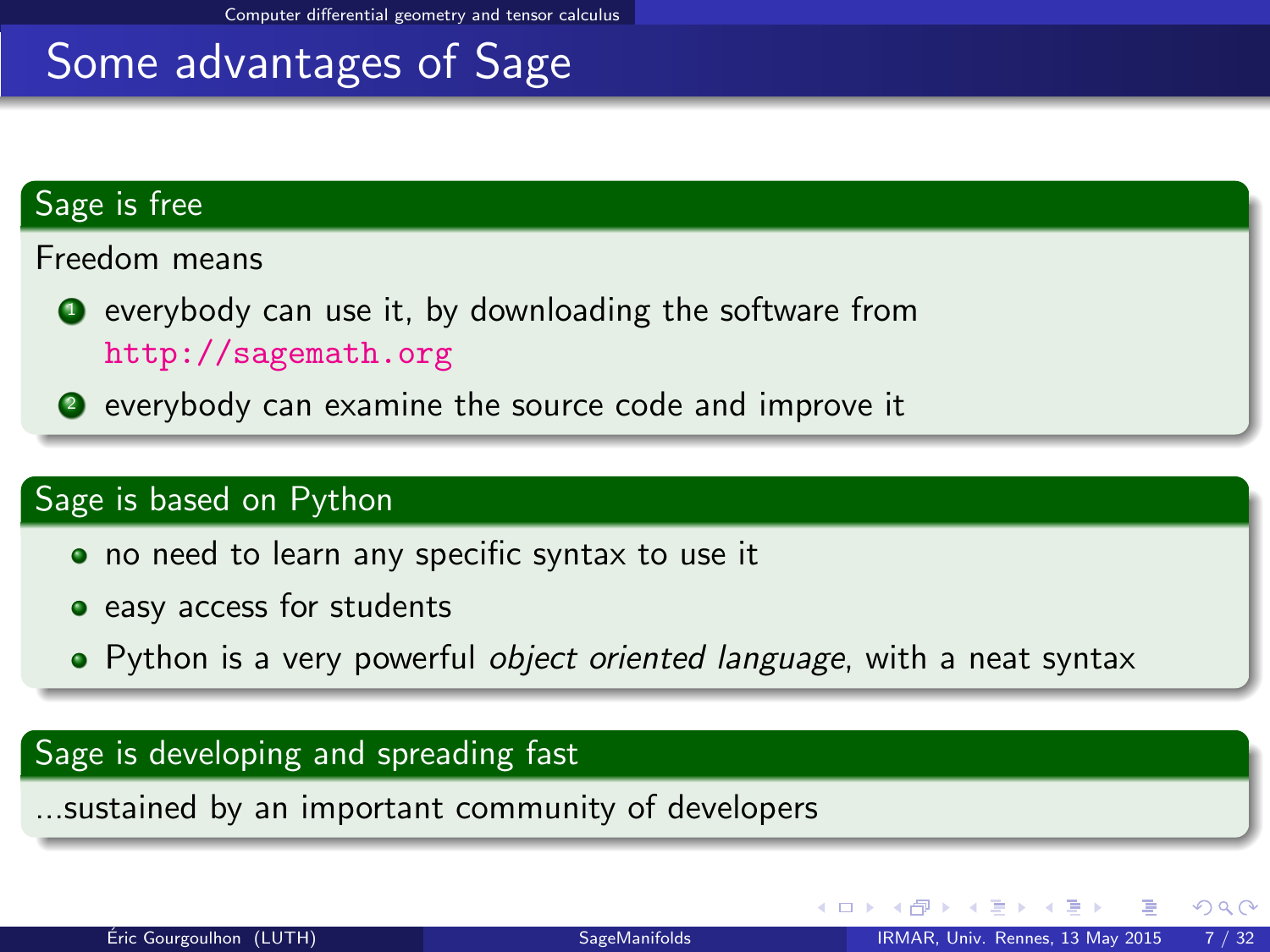# Some advantages of Sage

### Sage is free

Freedom means

1. everybody can use it, by downloading the software from http://sagemath.org
2. everybody can examine the source code and improve it

### Sage is based on Python

- no need to learn any specific syntax to use it
- easy access for students
- Python is a very powerful *object oriented language*, with a neat syntax

### Sage is developing and spreading fast

...sustained by an important community of developers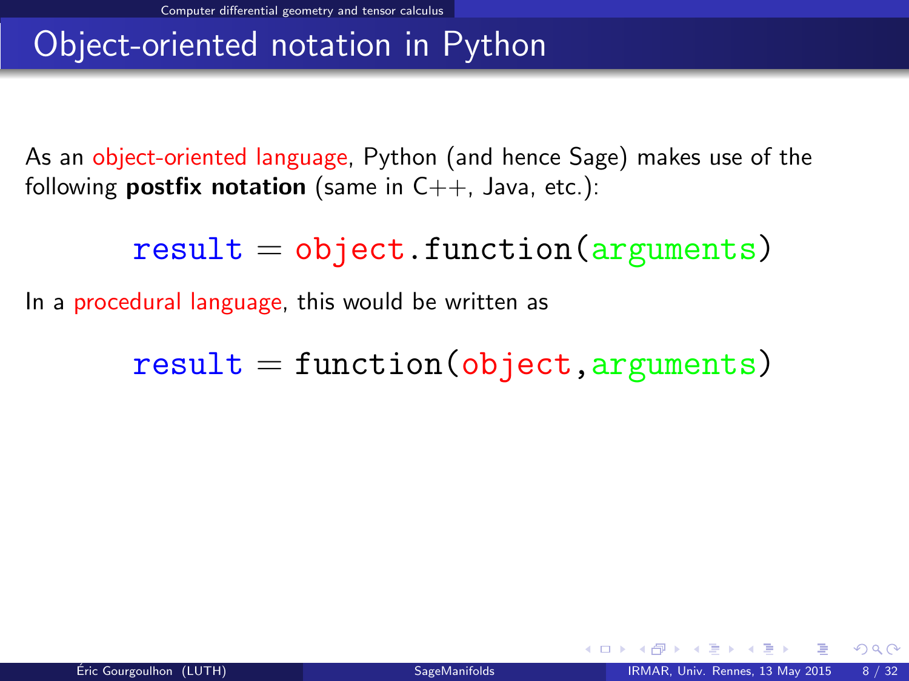# Object-oriented notation in Python

As an object-oriented language, Python (and hence Sage) makes use of the following **postfix notation** (same in C++, Java, etc.):

```
result = object.function(arguments)
```

In a procedural language, this would be written as

```
result = function(object,arguments)
```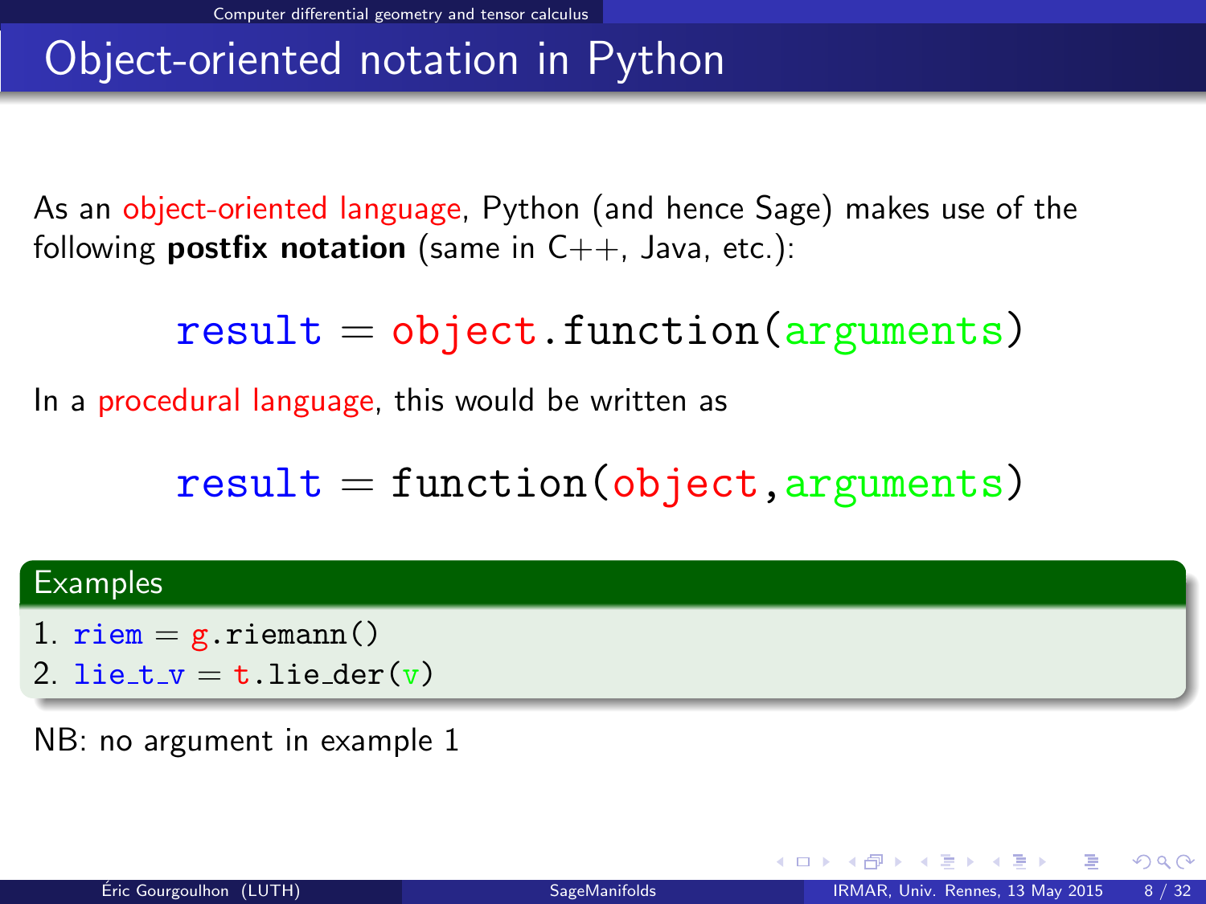# Object-oriented notation in Python

As an object-oriented language, Python (and hence Sage) makes use of the following **postfix notation** (same in C++, Java, etc.):

```
result = object.function(arguments)
```

In a procedural language, this would be written as

```
result = function(object,arguments)
```

**Examples**

1. `riem = g.riemann()`
2. `lie_t_v = t.lie_der(v)`

NB: no argument in example 1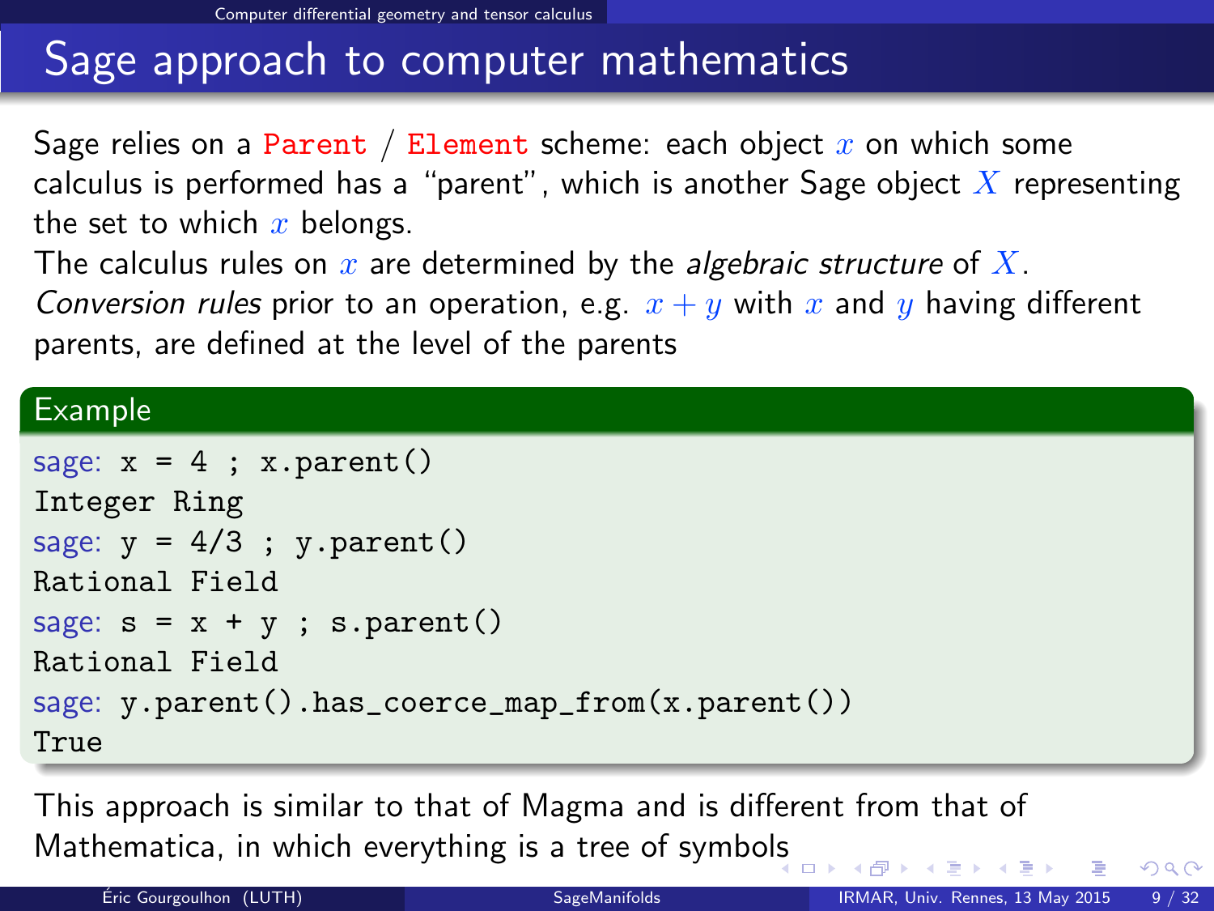# Sage approach to computer mathematics

Sage relies on a `Parent` / `Element` scheme: each object $x$ on which some calculus is performed has a "parent", which is another Sage object $X$ representing the set to which $x$ belongs.

The calculus rules on $x$ are determined by the *algebraic structure* of $X$.

*Conversion rules* prior to an operation, e.g. $x + y$ with $x$ and $y$ having different parents, are defined at the level of the parents

## Example

```
sage: x = 4 ; x.parent()
Integer Ring
sage: y = 4/3 ; y.parent()
Rational Field
sage: s = x + y ; s.parent()
Rational Field
sage: y.parent().has_coerce_map_from(x.parent())
True
```

This approach is similar to that of Magma and is different from that of Mathematica, in which everything is a tree of symbols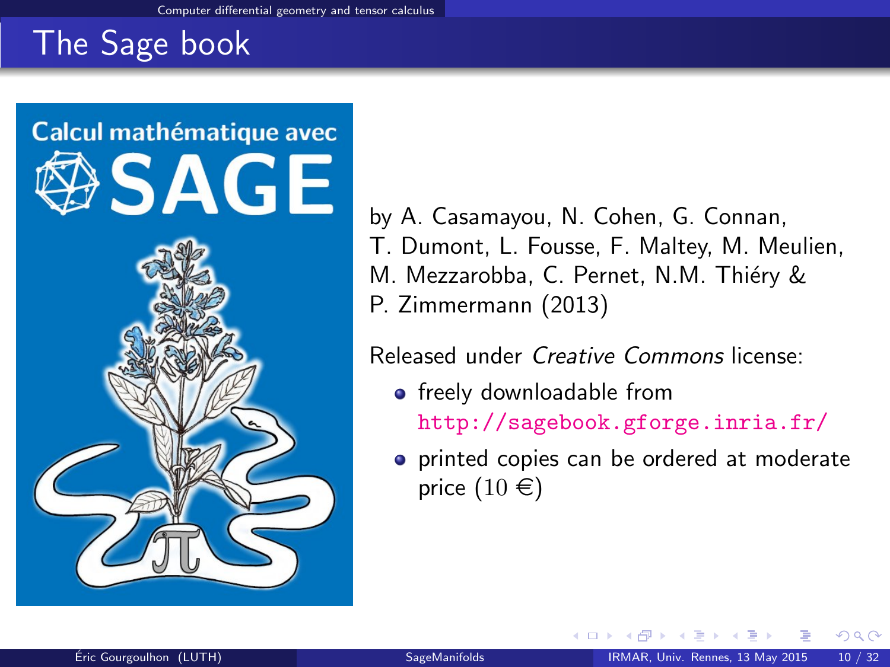# The Sage book

by A. Casamayou, N. Cohen, G. Connan, T. Dumont, L. Fousse, F. Maltey, M. Meulien, M. Mezzarobba, C. Pernet, N.M. Thiéry & P. Zimmermann (2013)

Released under *Creative Commons* license:

- freely downloadable from http://sagebook.gforge.inria.fr/
- printed copies can be ordered at moderate price (10 €)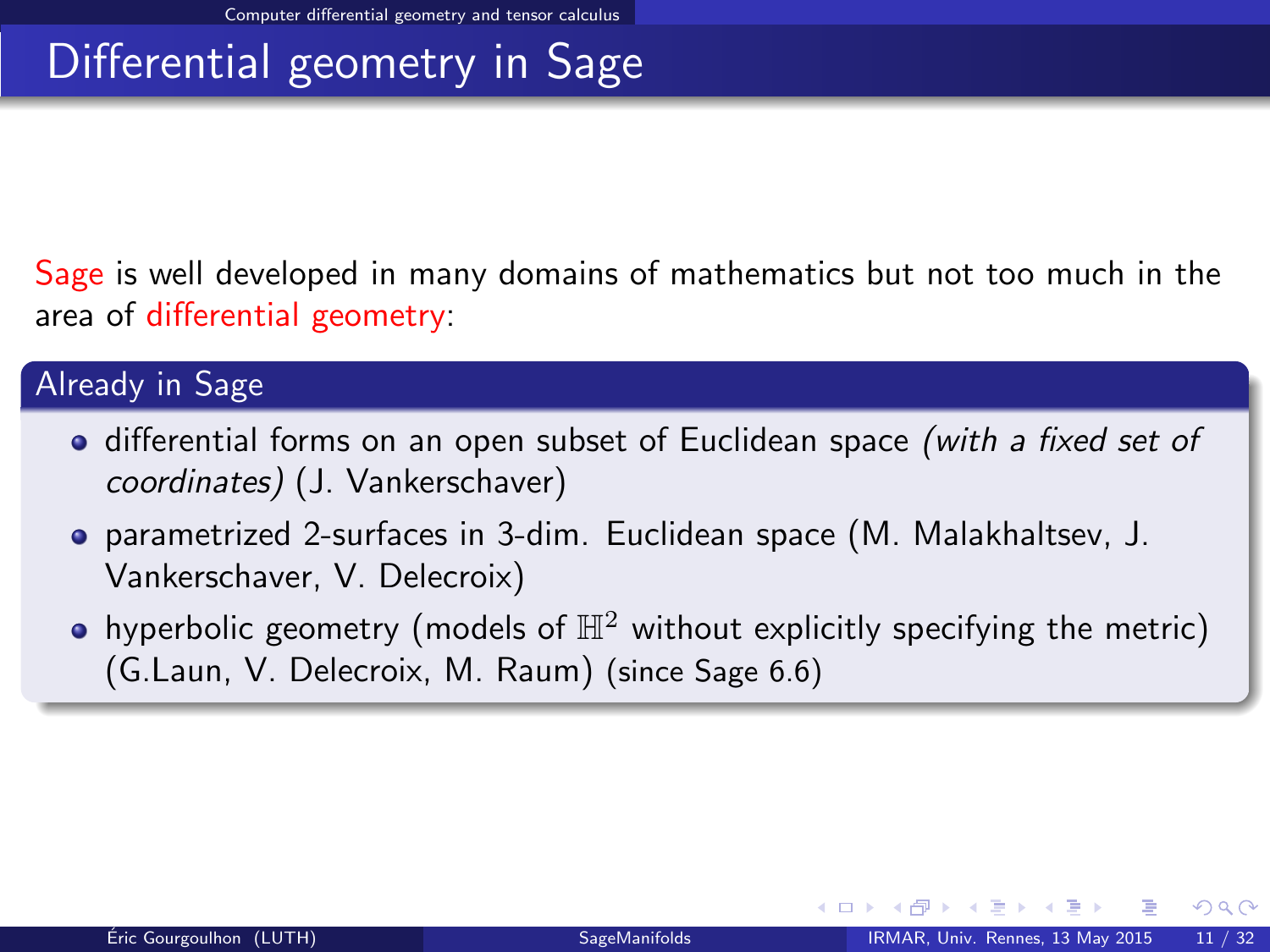# Differential geometry in Sage

Sage is well developed in many domains of mathematics but not too much in the area of differential geometry:

### Already in Sage

- differential forms on an open subset of Euclidean space *(with a fixed set of coordinates)* (J. Vankerschaver)
- parametrized 2-surfaces in 3-dim. Euclidean space (M. Malakhaltsev, J. Vankerschaver, V. Delecroix)
- hyperbolic geometry (models of $\mathbb{H}^2$ without explicitly specifying the metric) (G.Laun, V. Delecroix, M. Raum) (since Sage 6.6)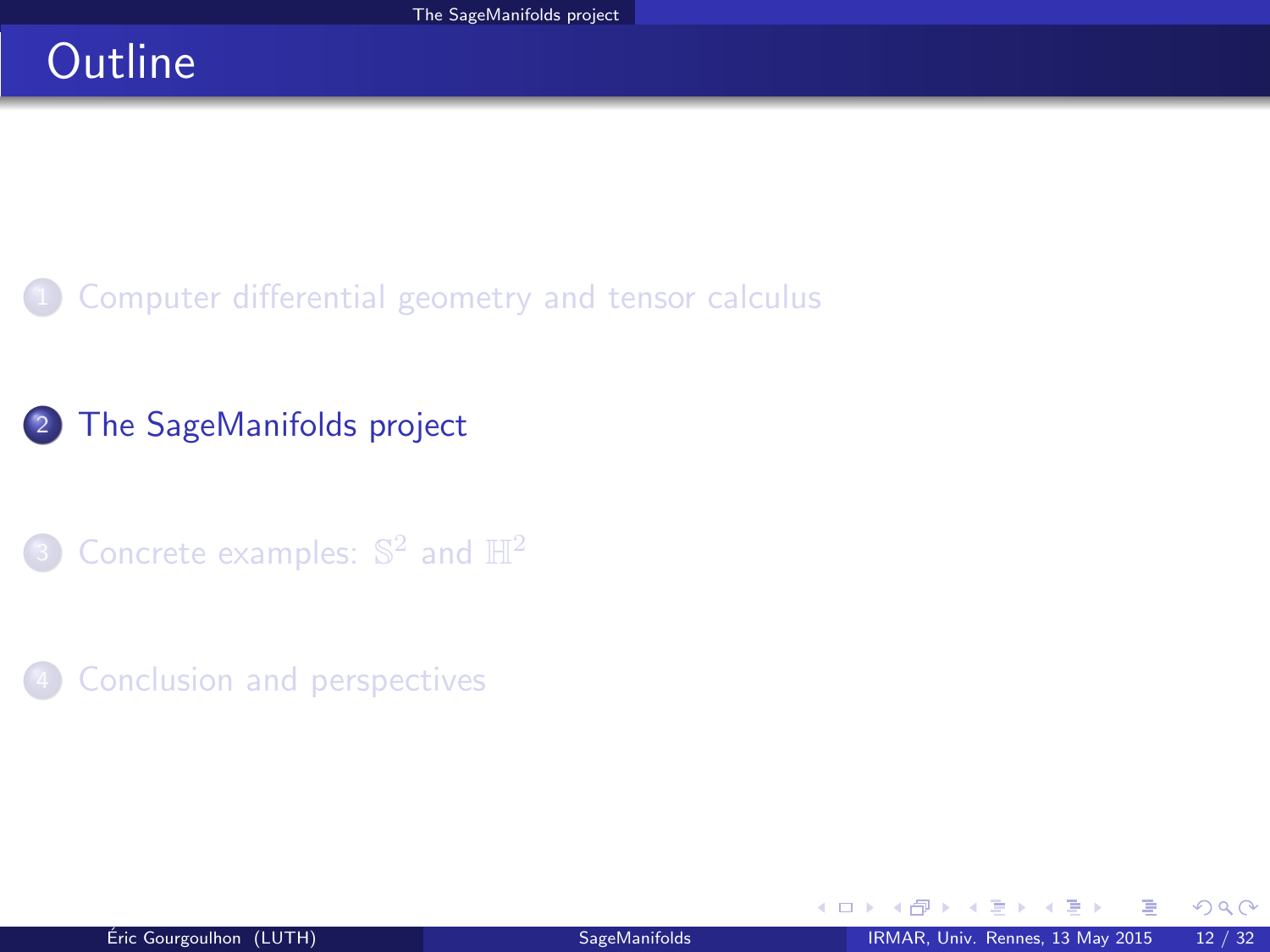# Outline

1. Computer differential geometry and tensor calculus
2. The SageManifolds project
3. Concrete examples: $\mathbb{S}^2$ and $\mathbb{H}^2$
4. Conclusion and perspectives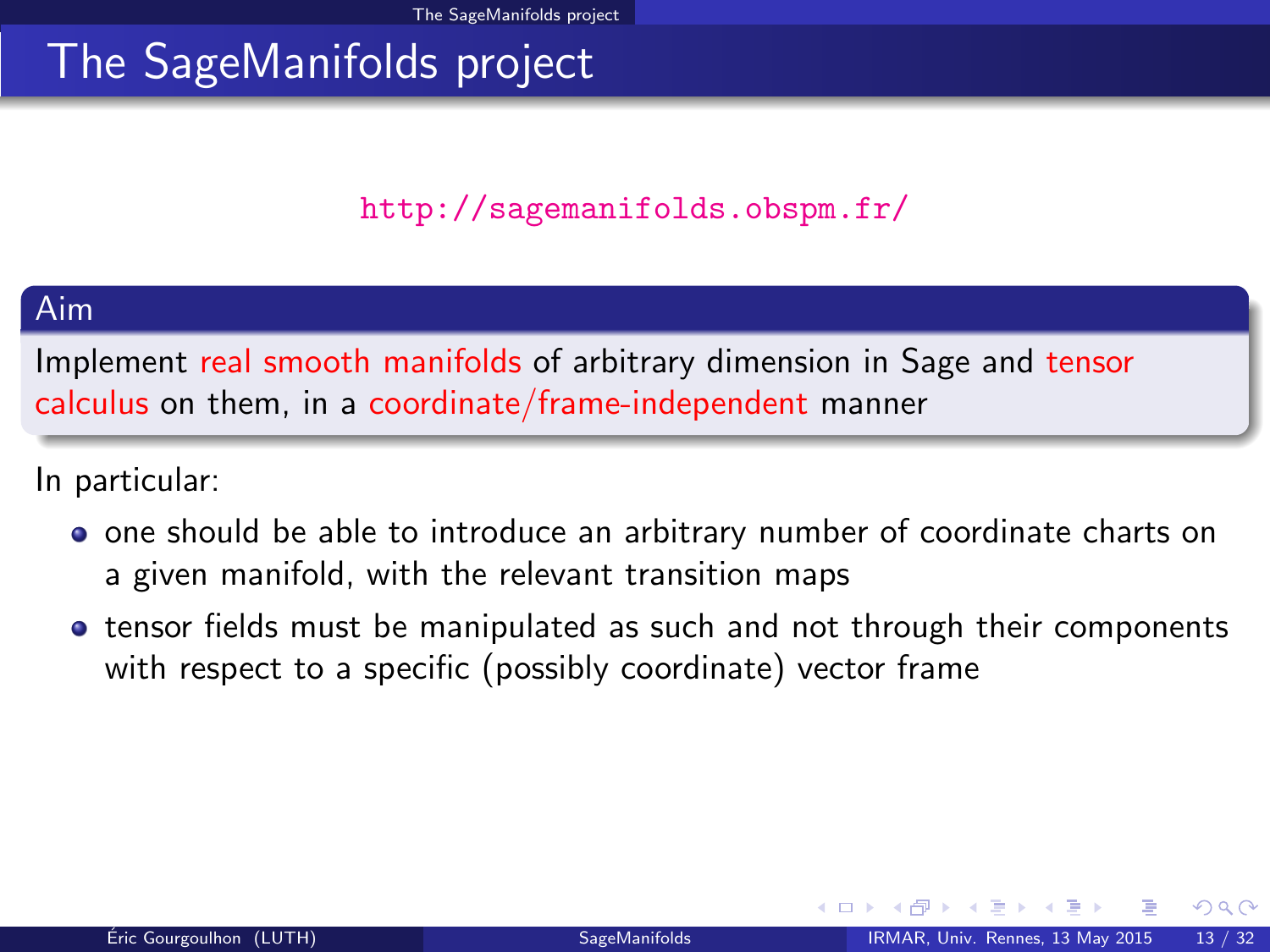# The SageManifolds project

http://sagemanifolds.obspm.fr/

**Aim**

Implement real smooth manifolds of arbitrary dimension in Sage and tensor calculus on them, in a coordinate/frame-independent manner

In particular:

- one should be able to introduce an arbitrary number of coordinate charts on a given manifold, with the relevant transition maps
- tensor fields must be manipulated as such and not through their components with respect to a specific (possibly coordinate) vector frame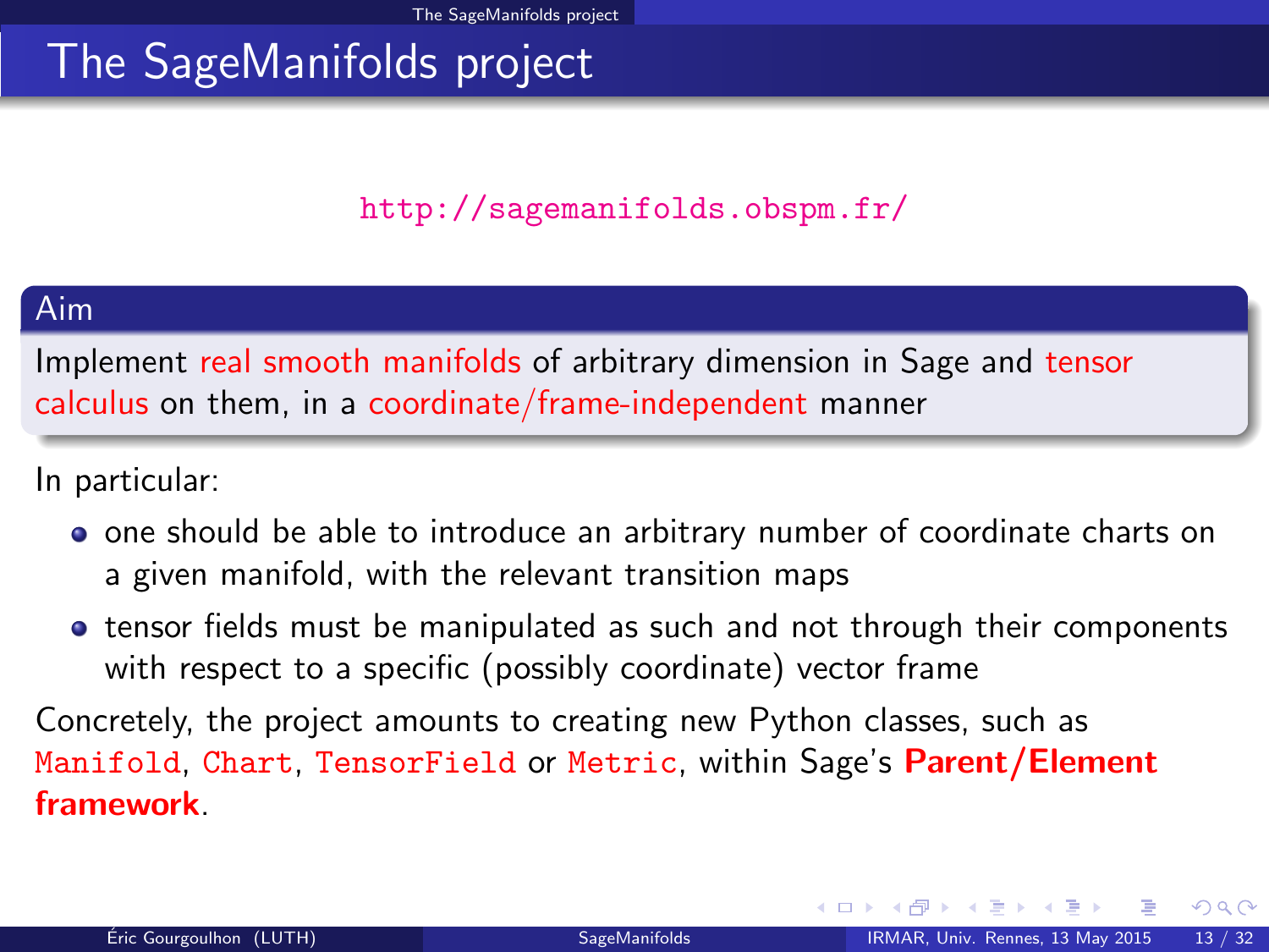# The SageManifolds project

http://sagemanifolds.obspm.fr/

**Aim**

Implement real smooth manifolds of arbitrary dimension in Sage and tensor calculus on them, in a coordinate/frame-independent manner

In particular:

- one should be able to introduce an arbitrary number of coordinate charts on a given manifold, with the relevant transition maps
- tensor fields must be manipulated as such and not through their components with respect to a specific (possibly coordinate) vector frame

Concretely, the project amounts to creating new Python classes, such as `Manifold`, `Chart`, `TensorField` or `Metric`, within Sage's **Parent/Element framework**.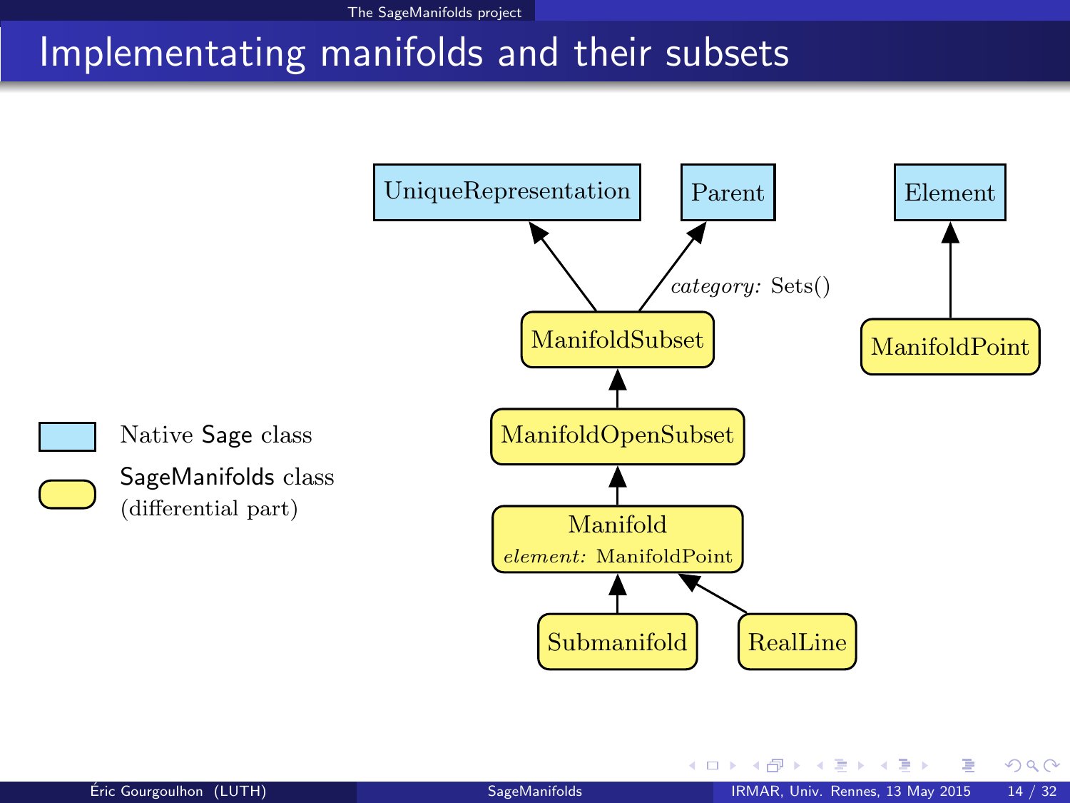# Implementating manifolds and their subsets

UniqueRepresentation

Parent

Element

*category:* Sets()

ManifoldSubset

ManifoldPoint

ManifoldOpenSubset

Manifold
*element:* ManifoldPoint

Submanifold

RealLine

Native Sage class

SageManifolds class (differential part)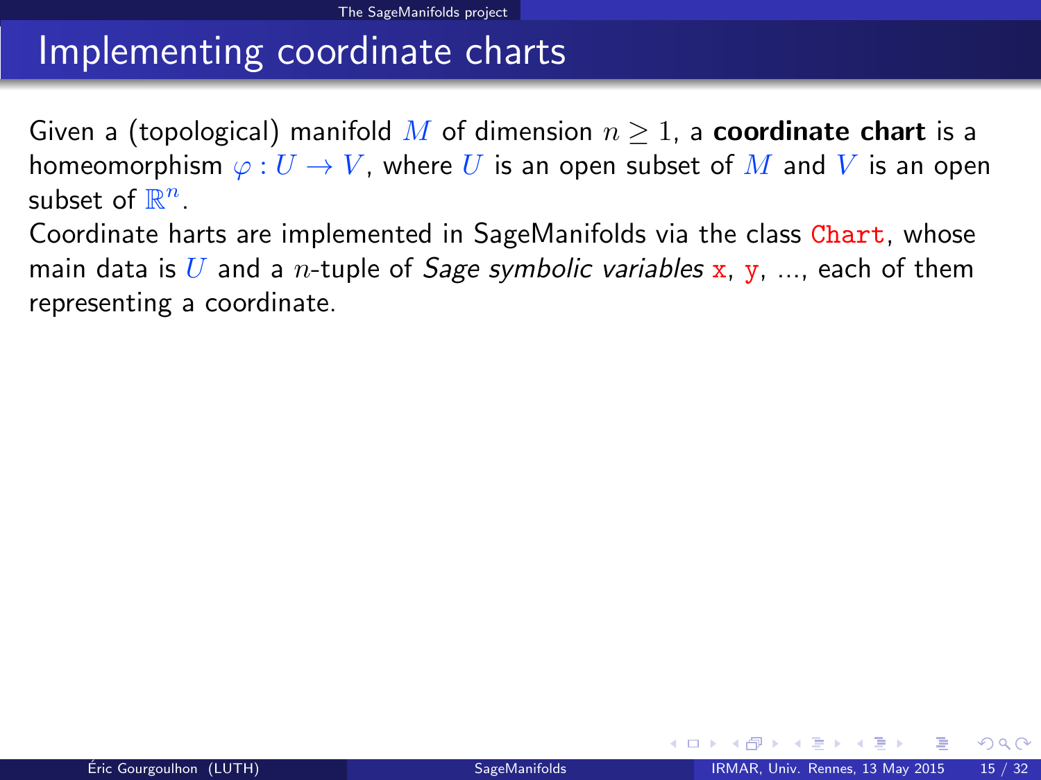# Implementing coordinate charts

Given a (topological) manifold $M$ of dimension $n \geq 1$, a **coordinate chart** is a homeomorphism $\varphi : U \rightarrow V$, where $U$ is an open subset of $M$ and $V$ is an open subset of $\mathbb{R}^n$.

Coordinate harts are implemented in SageManifolds via the class `Chart`, whose main data is $U$ and a $n$-tuple of *Sage symbolic variables* `x`, `y`, ..., each of them representing a coordinate.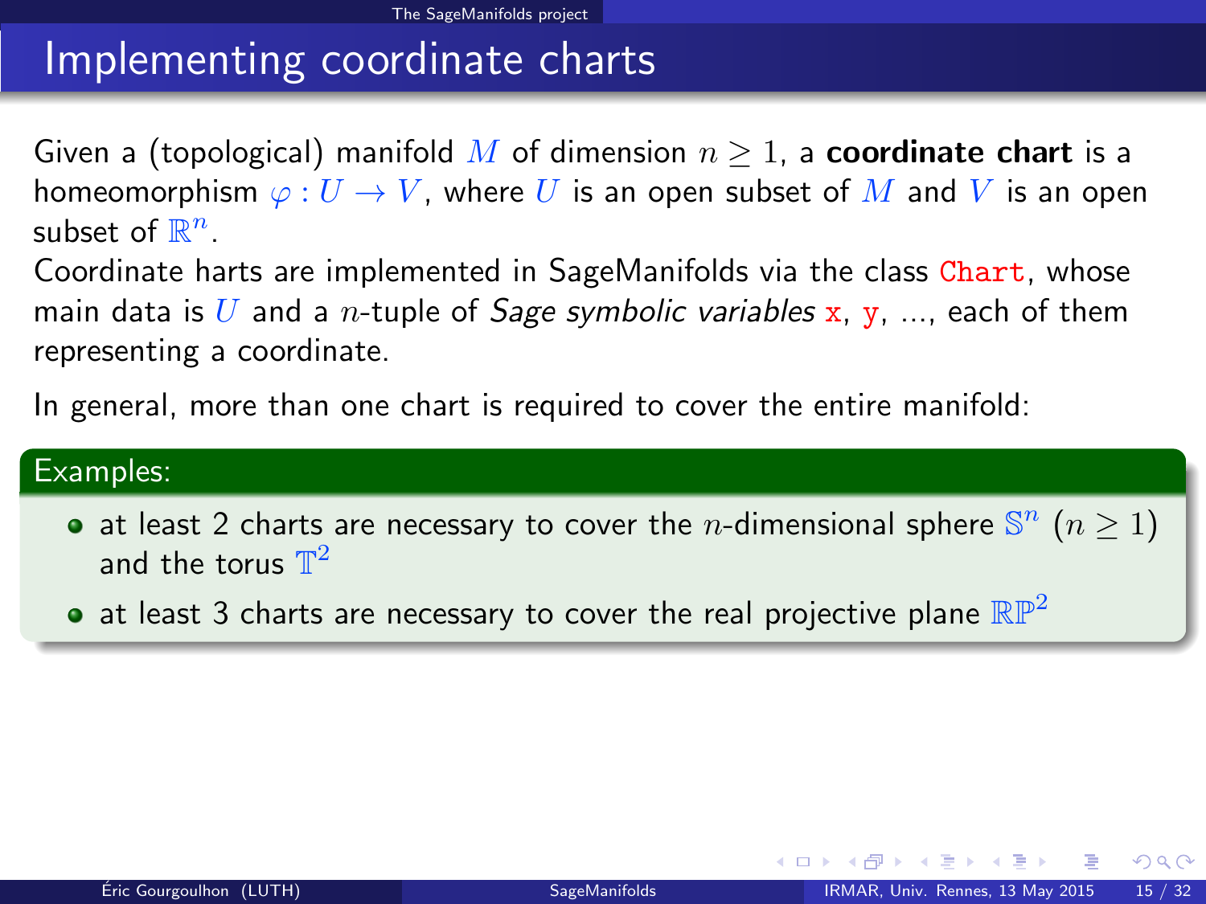# Implementing coordinate charts

Given a (topological) manifold $M$ of dimension $n \geq 1$, a **coordinate chart** is a homeomorphism $\varphi : U \rightarrow V$, where $U$ is an open subset of $M$ and $V$ is an open subset of $\mathbb{R}^n$.

Coordinate harts are implemented in SageManifolds via the class `Chart`, whose main data is $U$ and a $n$-tuple of *Sage symbolic variables* `x`, `y`, ..., each of them representing a coordinate.

In general, more than one chart is required to cover the entire manifold:

**Examples:**

- at least 2 charts are necessary to cover the $n$-dimensional sphere $\mathbb{S}^n$ $(n \geq 1)$ and the torus $\mathbb{T}^2$
- at least 3 charts are necessary to cover the real projective plane $\mathbb{RP}^2$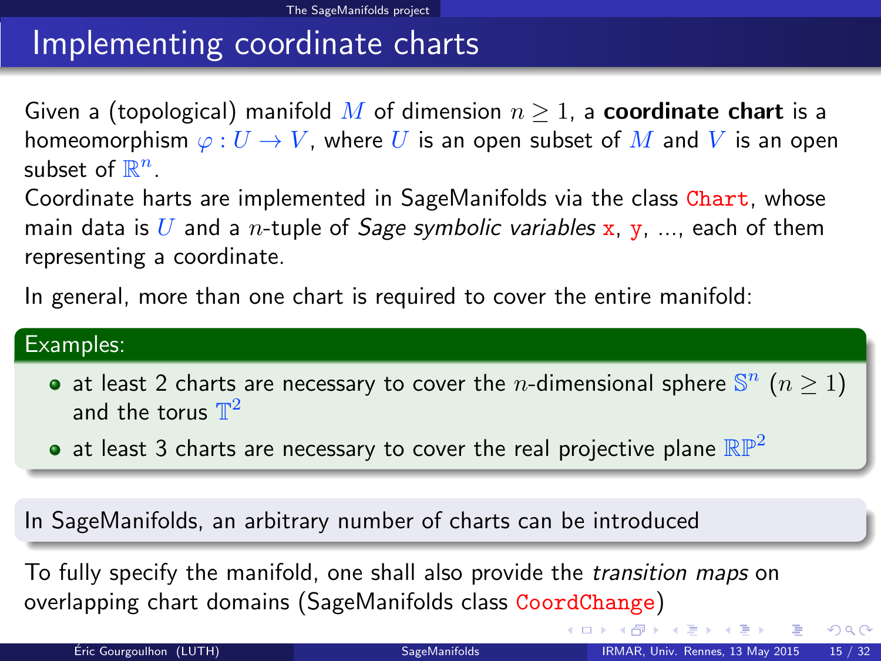# Implementing coordinate charts

Given a (topological) manifold $M$ of dimension $n \geq 1$, a **coordinate chart** is a homeomorphism $\varphi : U \to V$, where $U$ is an open subset of $M$ and $V$ is an open subset of $\mathbb{R}^n$.

Coordinate harts are implemented in SageManifolds via the class `Chart`, whose main data is $U$ and a $n$-tuple of *Sage symbolic variables* `x`, `y`, ..., each of them representing a coordinate.

In general, more than one chart is required to cover the entire manifold:

**Examples:**

- at least 2 charts are necessary to cover the $n$-dimensional sphere $\mathbb{S}^n$ $(n \geq 1)$ and the torus $\mathbb{T}^2$
- at least 3 charts are necessary to cover the real projective plane $\mathbb{RP}^2$

In SageManifolds, an arbitrary number of charts can be introduced

To fully specify the manifold, one shall also provide the *transition maps* on overlapping chart domains (SageManifolds class `CoordChange`)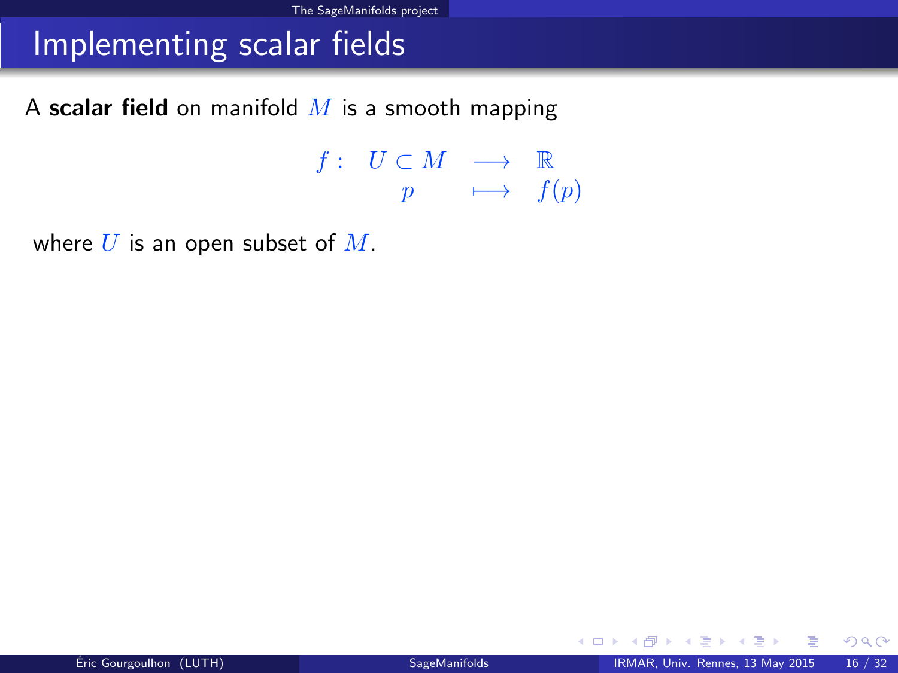# Implementing scalar fields

A **scalar field** on manifold $M$ is a smooth mapping

$$
\begin{array}{cccc}
f: & U \subset M & \longrightarrow & \mathbb{R} \\
 & p & \longmapsto & f(p)
\end{array}
$$

where $U$ is an open subset of $M$.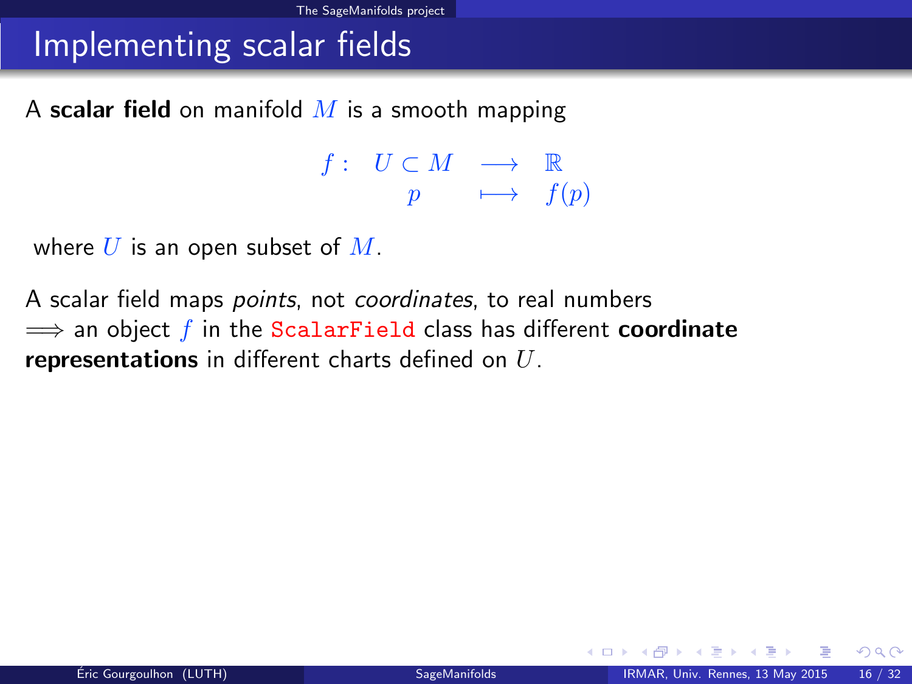# Implementing scalar fields

A **scalar field** on manifold $M$ is a smooth mapping

$$
\begin{array}{cccc}
f: & U \subset M & \longrightarrow & \mathbb{R} \\
 & p & \longmapsto & f(p)
\end{array}
$$

where $U$ is an open subset of $M$.

A scalar field maps *points*, not *coordinates*, to real numbers
$\Longrightarrow$ an object $f$ in the `ScalarField` class has different **coordinate representations** in different charts defined on $U$.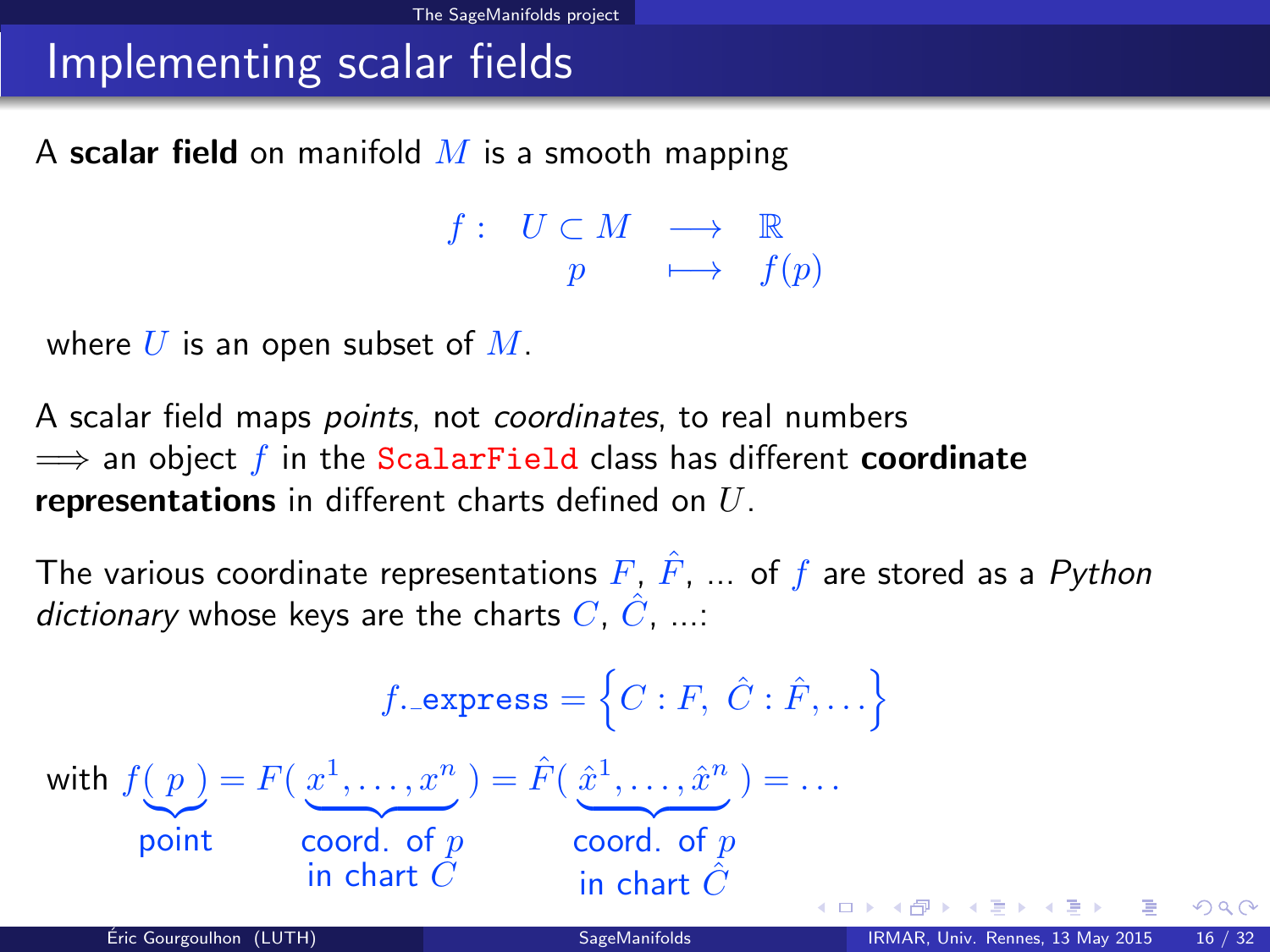# Implementing scalar fields

A **scalar field** on manifold $M$ is a smooth mapping

$$\begin{array}{llll} f: & U \subset M & \longrightarrow & \mathbb{R} \\ & p & \longmapsto & f(p) \end{array}$$

where $U$ is an open subset of $M$.

A scalar field maps *points*, not *coordinates*, to real numbers
$\Longrightarrow$ an object $f$ in the `ScalarField` class has different **coordinate representations** in different charts defined on $U$.

The various coordinate representations $F$, $\hat{F}$, ... of $f$ are stored as a *Python dictionary* whose keys are the charts $C$, $\hat{C}$, ...:

$$f.\_\mathtt{express} = \left\{ C : F, \ \hat{C} : \hat{F}, \dots \right\}$$

with $f(\underbrace{p}_{\text{point}}) = F(\underbrace{x^1, \dots, x^n}_{\substack{\text{coord. of } p \\ \text{in chart } C}}) = \hat{F}(\underbrace{\hat{x}^1, \dots, \hat{x}^n}_{\substack{\text{coord. of } p \\ \text{in chart } \hat{C}}}) = \dots$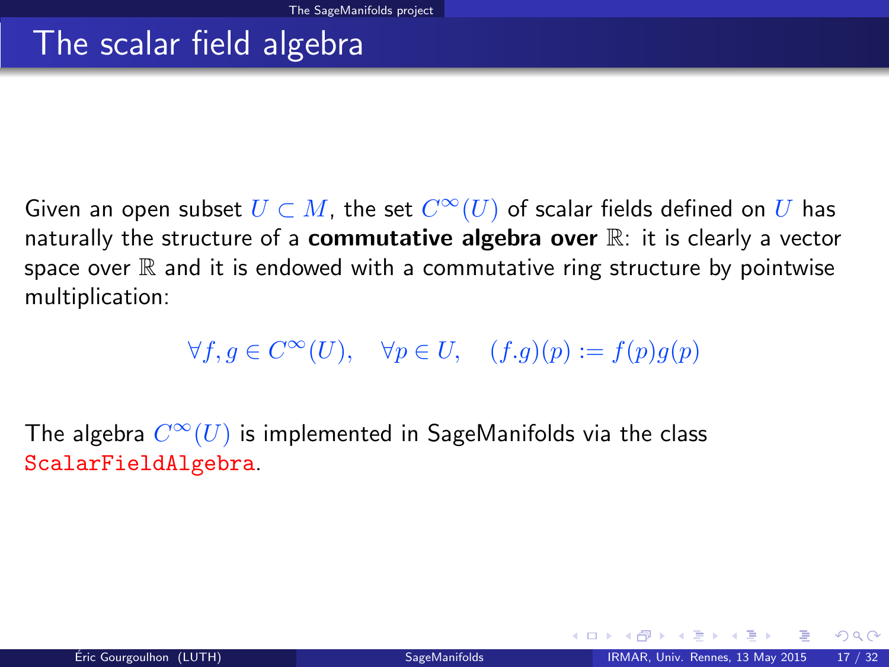# The scalar field algebra

Given an open subset $U \subset M$, the set $C^\infty(U)$ of scalar fields defined on $U$ has naturally the structure of a **commutative algebra over** $\mathbb{R}$: it is clearly a vector space over $\mathbb{R}$ and it is endowed with a commutative ring structure by pointwise multiplication:

$$\forall f, g \in C^\infty(U), \quad \forall p \in U, \quad (f.g)(p) := f(p)g(p)$$

The algebra $C^\infty(U)$ is implemented in SageManifolds via the class `ScalarFieldAlgebra`.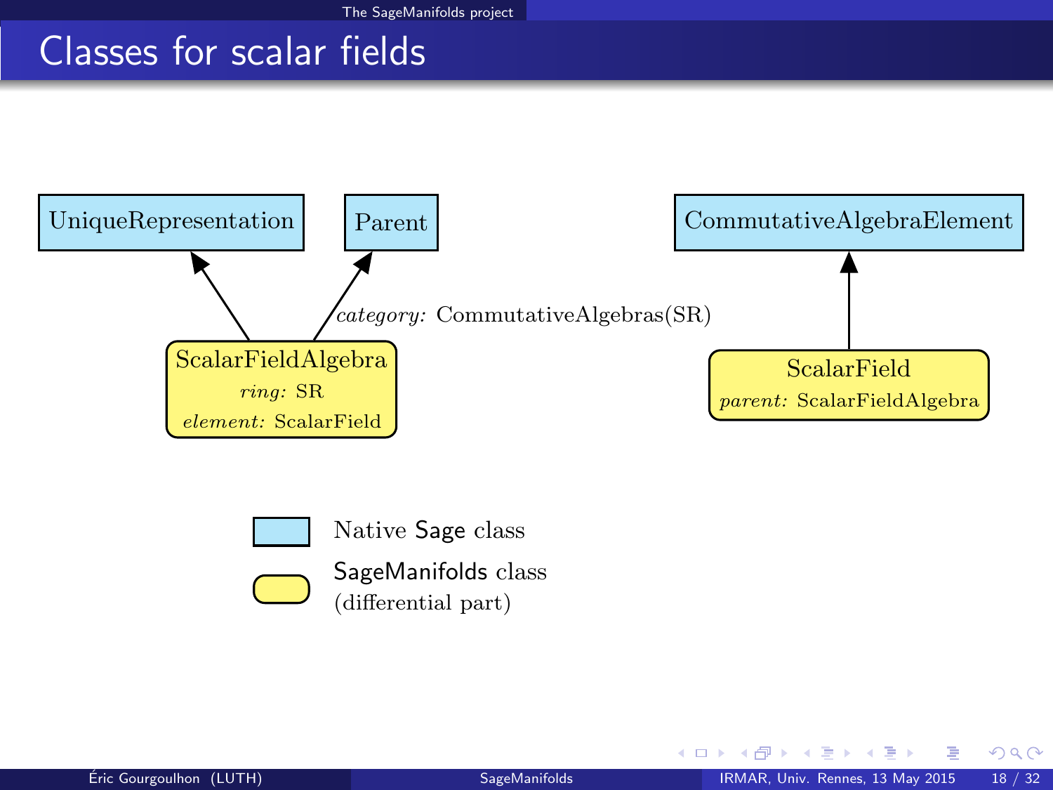# Classes for scalar fields

UniqueRepresentation

Parent

CommutativeAlgebraElement

*category:* CommutativeAlgebras(SR)

ScalarFieldAlgebra
*ring:* SR
*element:* ScalarField

ScalarField
*parent:* ScalarFieldAlgebra

Native Sage class

SageManifolds class
(differential part)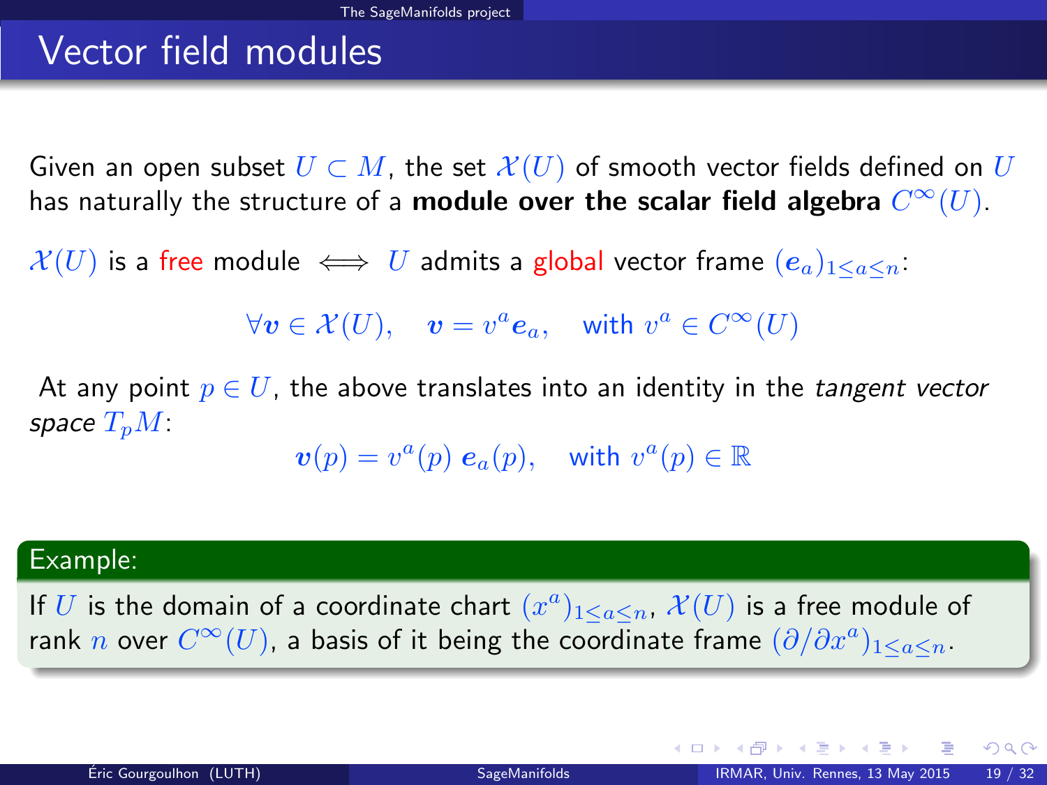# Vector field modules

Given an open subset $U \subset M$, the set $\mathcal{X}(U)$ of smooth vector fields defined on $U$ has naturally the structure of a **module over the scalar field algebra** $C^\infty(U)$.

$\mathcal{X}(U)$ is a free module $\iff$ $U$ admits a global vector frame $(\boldsymbol{e}_a)_{1\leq a\leq n}$:

$$\forall \boldsymbol{v} \in \mathcal{X}(U), \quad \boldsymbol{v} = v^a \boldsymbol{e}_a, \quad \text{with } v^a \in C^\infty(U)$$

At any point $p \in U$, the above translates into an identity in the *tangent vector space* $T_pM$:

$$\boldsymbol{v}(p) = v^a(p)\, \boldsymbol{e}_a(p), \quad \text{with } v^a(p) \in \mathbb{R}$$

**Example:**

If $U$ is the domain of a coordinate chart $(x^a)_{1\leq a\leq n}$, $\mathcal{X}(U)$ is a free module of rank $n$ over $C^\infty(U)$, a basis of it being the coordinate frame $(\partial/\partial x^a)_{1\leq a\leq n}$.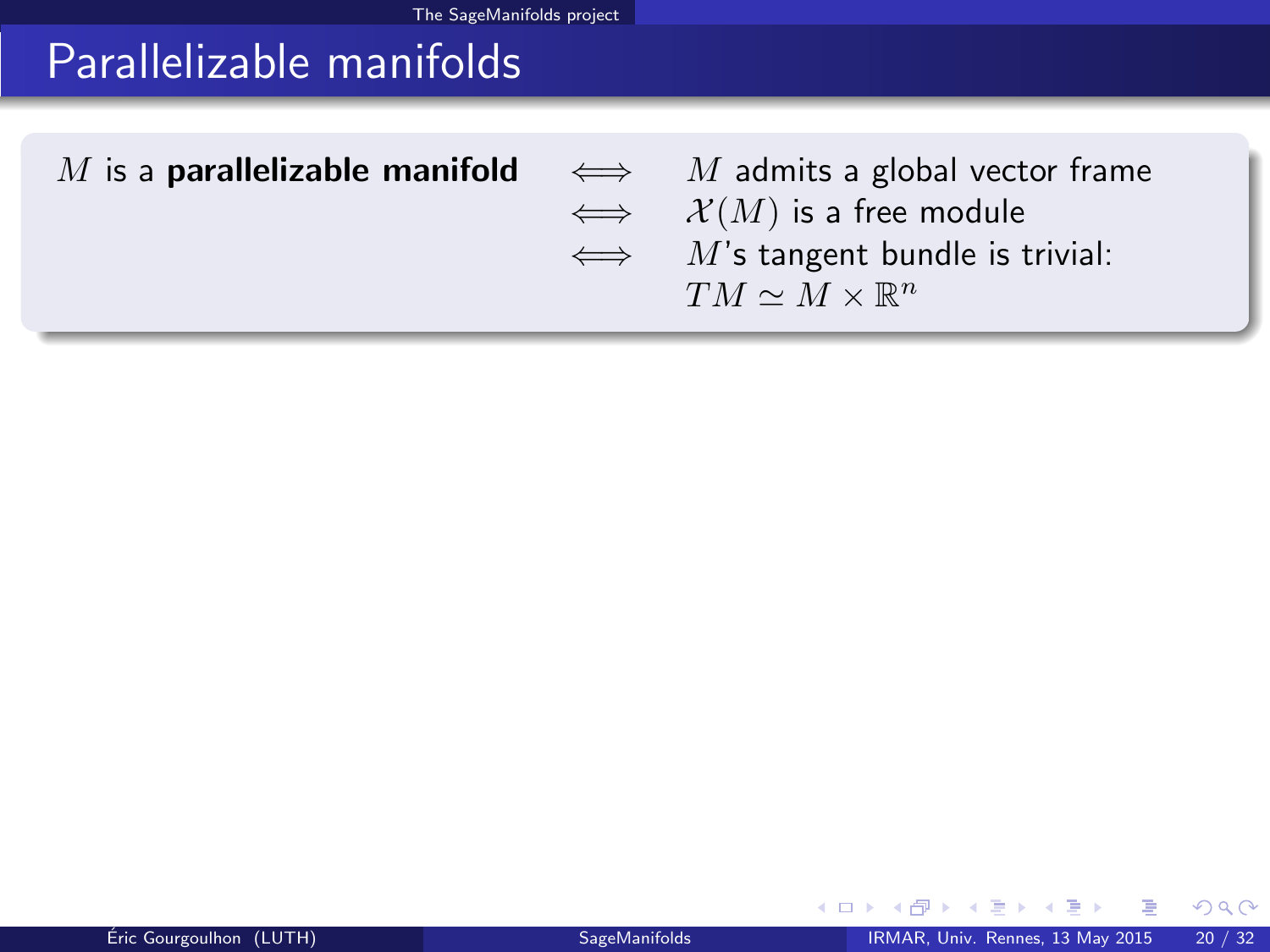# Parallelizable manifolds

$M$ is a **parallelizable manifold** $\iff$ $M$ admits a global vector frame
$\iff$ $\mathcal{X}(M)$ is a free module
$\iff$ $M$'s tangent bundle is trivial: $TM \simeq M \times \mathbb{R}^n$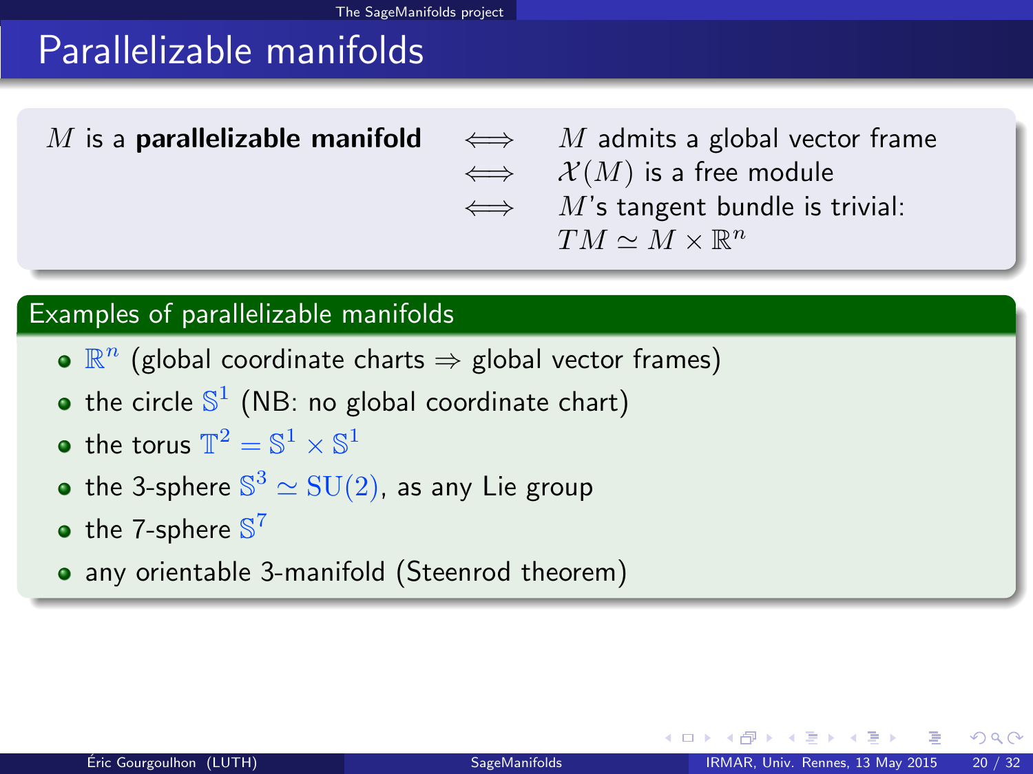# Parallelizable manifolds

$M$ is a **parallelizable manifold** $\iff$ $M$ admits a global vector frame
$\iff$ $\mathcal{X}(M)$ is a free module
$\iff$ $M$'s tangent bundle is trivial: $TM \simeq M \times \mathbb{R}^n$

## Examples of parallelizable manifolds

- $\mathbb{R}^n$ (global coordinate charts $\Rightarrow$ global vector frames)
- the circle $\mathbb{S}^1$ (NB: no global coordinate chart)
- the torus $\mathbb{T}^2 = \mathbb{S}^1 \times \mathbb{S}^1$
- the 3-sphere $\mathbb{S}^3 \simeq \mathrm{SU}(2)$, as any Lie group
- the 7-sphere $\mathbb{S}^7$
- any orientable 3-manifold (Steenrod theorem)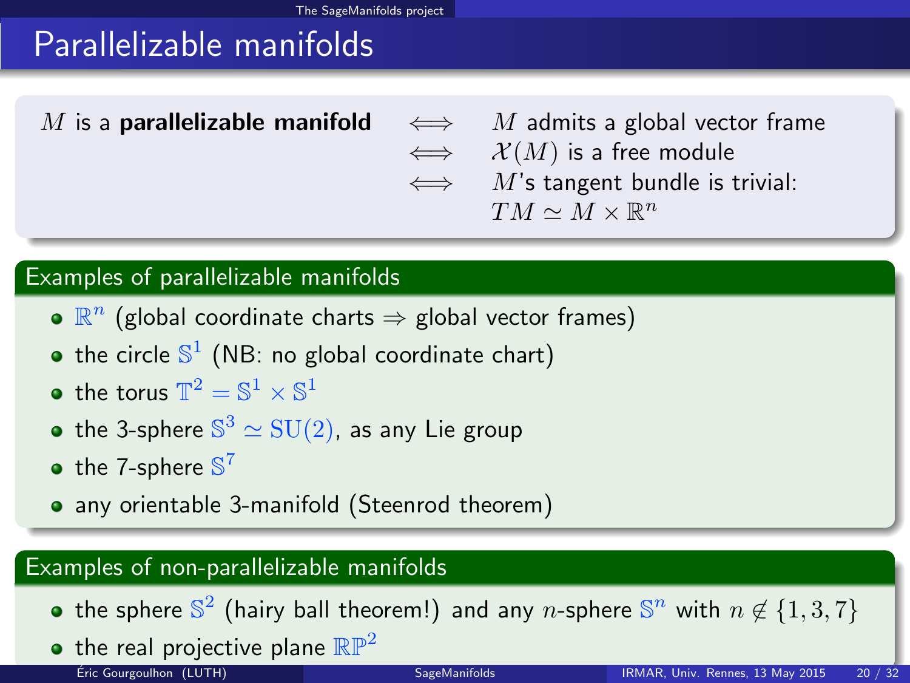# Parallelizable manifolds

$M$ is a **parallelizable manifold** $\iff$ $M$ admits a global vector frame
$\iff$ $\mathcal{X}(M)$ is a free module
$\iff$ $M$'s tangent bundle is trivial: $TM \simeq M \times \mathbb{R}^n$

## Examples of parallelizable manifolds

- $\mathbb{R}^n$ (global coordinate charts $\Rightarrow$ global vector frames)
- the circle $\mathbb{S}^1$ (NB: no global coordinate chart)
- the torus $\mathbb{T}^2 = \mathbb{S}^1 \times \mathbb{S}^1$
- the 3-sphere $\mathbb{S}^3 \simeq \mathrm{SU}(2)$, as any Lie group
- the 7-sphere $\mathbb{S}^7$
- any orientable 3-manifold (Steenrod theorem)

## Examples of non-parallelizable manifolds

- the sphere $\mathbb{S}^2$ (hairy ball theorem!) and any $n$-sphere $\mathbb{S}^n$ with $n \notin \{1, 3, 7\}$
- the real projective plane $\mathbb{RP}^2$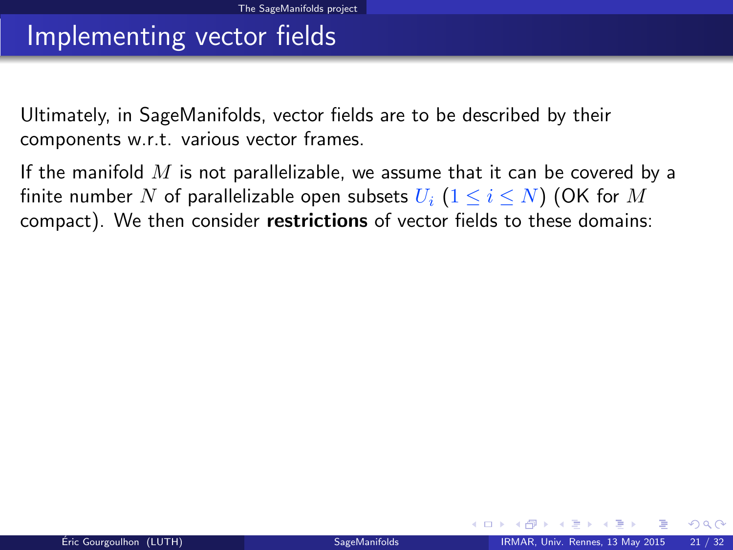# Implementing vector fields

Ultimately, in SageManifolds, vector fields are to be described by their components w.r.t. various vector frames.

If the manifold $M$ is not parallelizable, we assume that it can be covered by a finite number $N$ of parallelizable open subsets $U_i$ ($1 \leq i \leq N$) (OK for $M$ compact). We then consider **restrictions** of vector fields to these domains: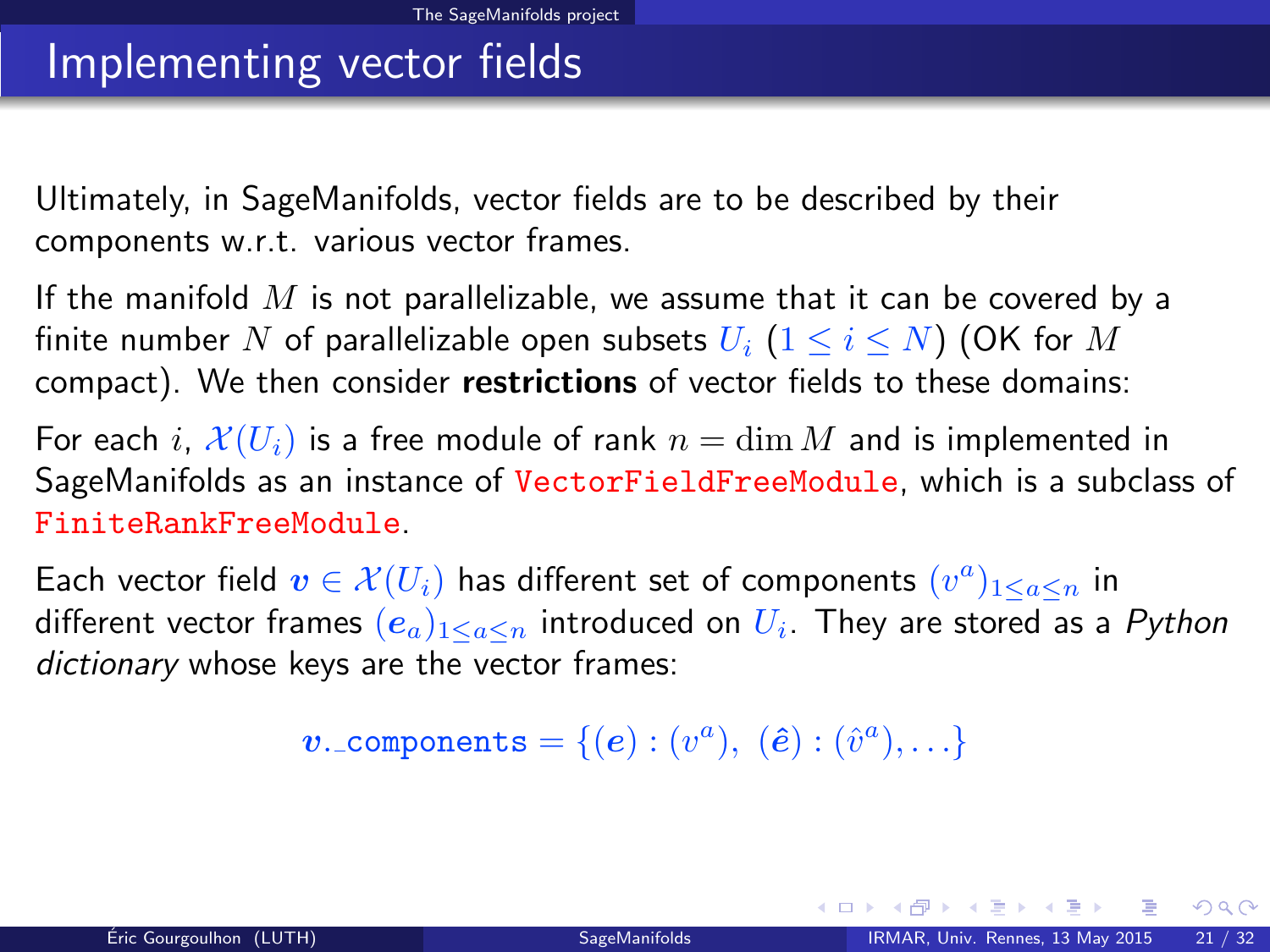# Implementing vector fields

Ultimately, in SageManifolds, vector fields are to be described by their components w.r.t. various vector frames.

If the manifold $M$ is not parallelizable, we assume that it can be covered by a finite number $N$ of parallelizable open subsets $U_i$ ($1 \leq i \leq N$) (OK for $M$ compact). We then consider **restrictions** of vector fields to these domains:

For each $i$, $\mathcal{X}(U_i)$ is a free module of rank $n = \dim M$ and is implemented in SageManifolds as an instance of `VectorFieldFreeModule`, which is a subclass of `FiniteRankFreeModule`.

Each vector field $\boldsymbol{v} \in \mathcal{X}(U_i)$ has different set of components $(v^a)_{1 \leq a \leq n}$ in different vector frames $(\boldsymbol{e}_a)_{1 \leq a \leq n}$ introduced on $U_i$. They are stored as a *Python dictionary* whose keys are the vector frames:

$$\boldsymbol{v}.\texttt{\_components} = \{(\boldsymbol{e}) : (v^a),\ (\hat{\boldsymbol{e}}) : (\hat{v}^a), \ldots\}$$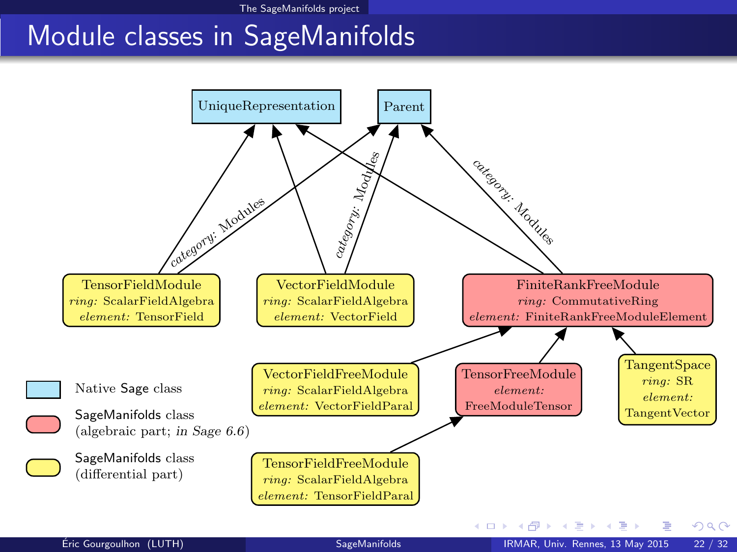# Module classes in SageManifolds

UniqueRepresentation

Parent

*category:* Modules

*category:* Modules

*category:* Modules

TensorFieldModule
*ring:* ScalarFieldAlgebra
*element:* TensorField

VectorFieldModule
*ring:* ScalarFieldAlgebra
*element:* VectorField

FiniteRankFreeModule
*ring:* CommutativeRing
*element:* FiniteRankFreeModuleElement

VectorFieldFreeModule
*ring:* ScalarFieldAlgebra
*element:* VectorFieldParal

TensorFreeModule
*element:* FreeModuleTensor

TangentSpace
*ring:* SR
*element:* TangentVector

TensorFieldFreeModule
*ring:* ScalarFieldAlgebra
*element:* TensorFieldParal

Native Sage class

SageManifolds class (algebraic part; *in Sage 6.6*)

SageManifolds class (differential part)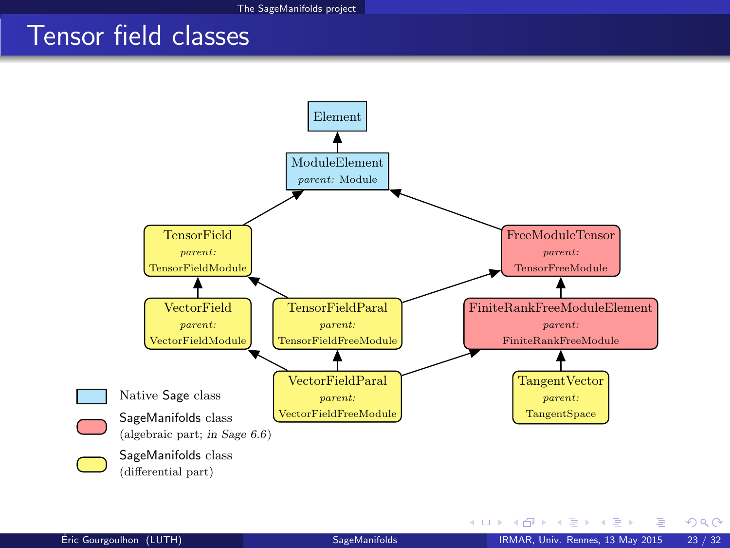# Tensor field classes

Element

ModuleElement
*parent:* Module

TensorField
*parent:*
TensorFieldModule

FreeModuleTensor
*parent:*
TensorFreeModule

VectorField
*parent:*
VectorFieldModule

TensorFieldParal
*parent:*
TensorFieldFreeModule

FiniteRankFreeModuleElement
*parent:*
FiniteRankFreeModule

VectorFieldParal
*parent:*
VectorFieldFreeModule

TangentVector
*parent:*
TangentSpace

Native Sage class

SageManifolds class
(algebraic part; *in Sage 6.6*)

SageManifolds class
(differential part)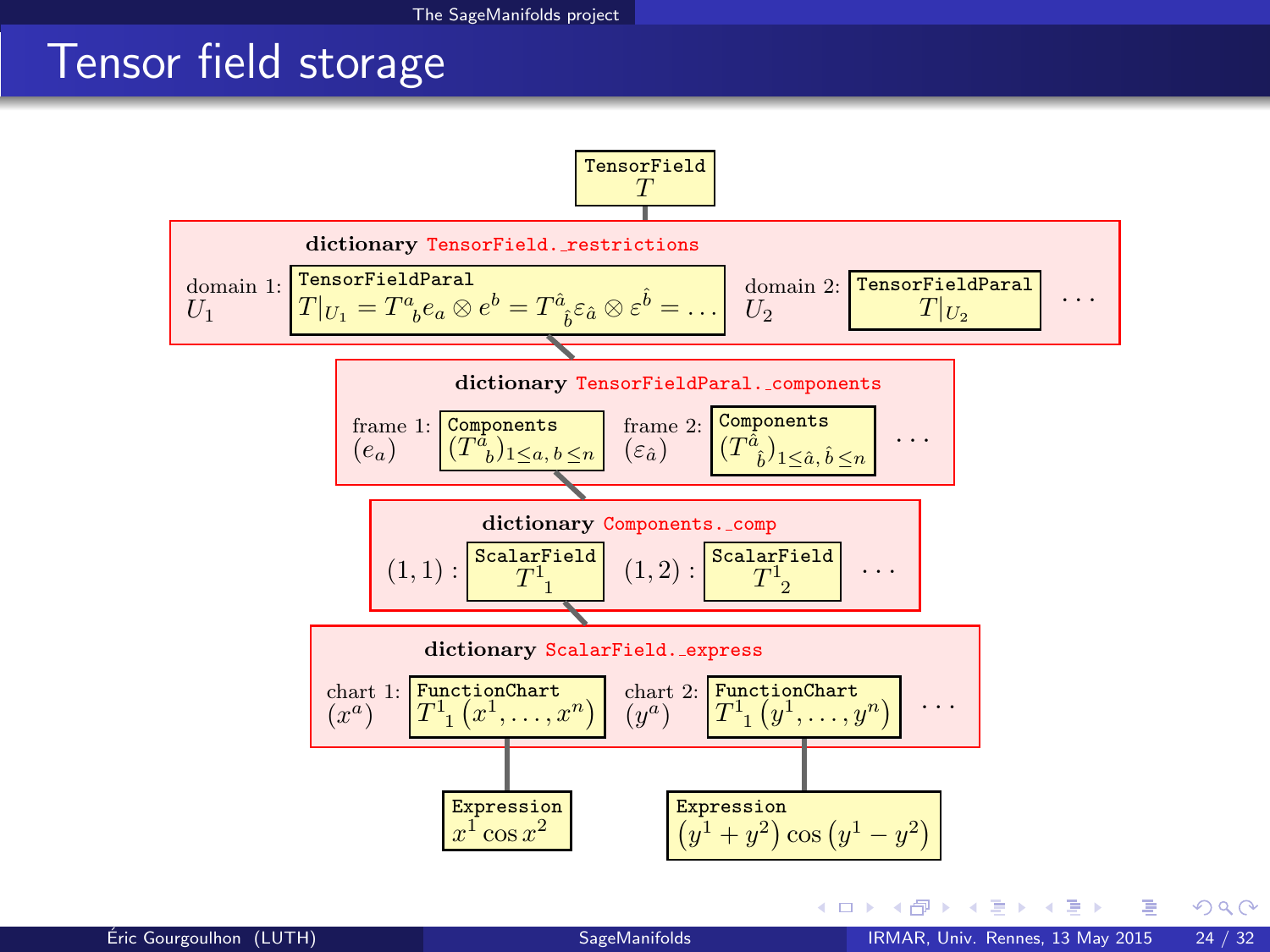# Tensor field storage

TensorField
$T$

**dictionary** TensorField._restrictions

domain 1: $U_1$ — TensorFieldParal $T|_{U_1} = T^a{}_b e_a \otimes e^b = T^{\hat{a}}{}_{\hat{b}} \varepsilon_{\hat{a}} \otimes \varepsilon^{\hat{b}} = \ldots$

domain 2: $U_2$ — TensorFieldParal $T|_{U_2}$

$\ldots$

**dictionary** TensorFieldParal._components

frame 1: $(e_a)$ — Components $(T^a{}_b)_{1 \leq a,\, b \leq n}$

frame 2: $(\varepsilon_{\hat{a}})$ — Components $(T^{\hat{a}}{}_{\hat{b}})_{1 \leq \hat{a},\, \hat{b} \leq n}$

$\ldots$

**dictionary** Components._comp

$(1,1)$ : ScalarField $T^1{}_1$

$(1,2)$ : ScalarField $T^1{}_2$

$\ldots$

**dictionary** ScalarField._express

chart 1: $(x^a)$ — FunctionChart $T^1{}_1\left(x^1, \ldots, x^n\right)$

chart 2: $(y^a)$ — FunctionChart $T^1{}_1\left(y^1, \ldots, y^n\right)$

$\ldots$

Expression $x^1 \cos x^2$

Expression $\left(y^1 + y^2\right) \cos\left(y^1 - y^2\right)$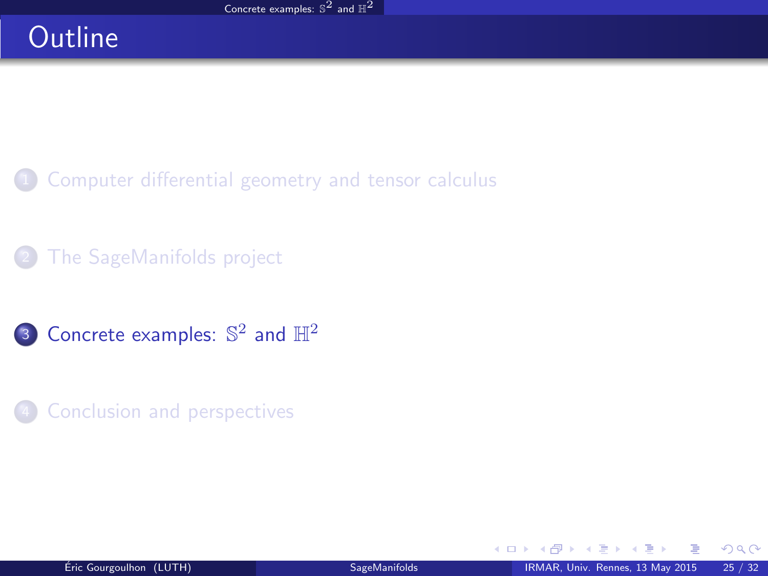# Outline

1. Computer differential geometry and tensor calculus

2. The SageManifolds project

3. Concrete examples: $\mathbb{S}^2$ and $\mathbb{H}^2$

4. Conclusion and perspectives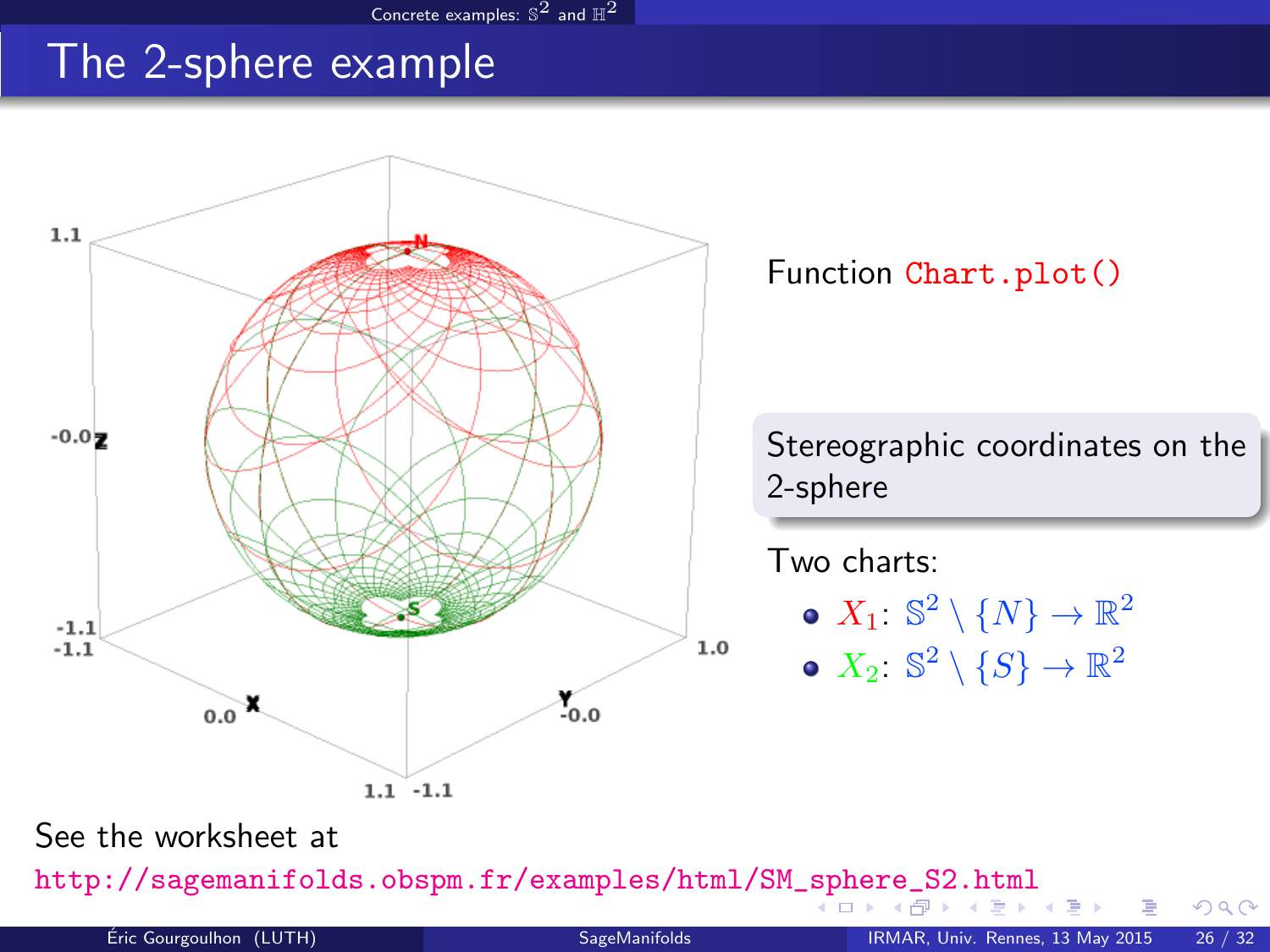# The 2-sphere example

Function `Chart.plot()`

Stereographic coordinates on the 2-sphere

Two charts:

- $X_1$: $\mathbb{S}^2 \setminus \{N\} \to \mathbb{R}^2$
- $X_2$: $\mathbb{S}^2 \setminus \{S\} \to \mathbb{R}^2$

See the worksheet at

http://sagemanifolds.obspm.fr/examples/html/SM_sphere_S2.html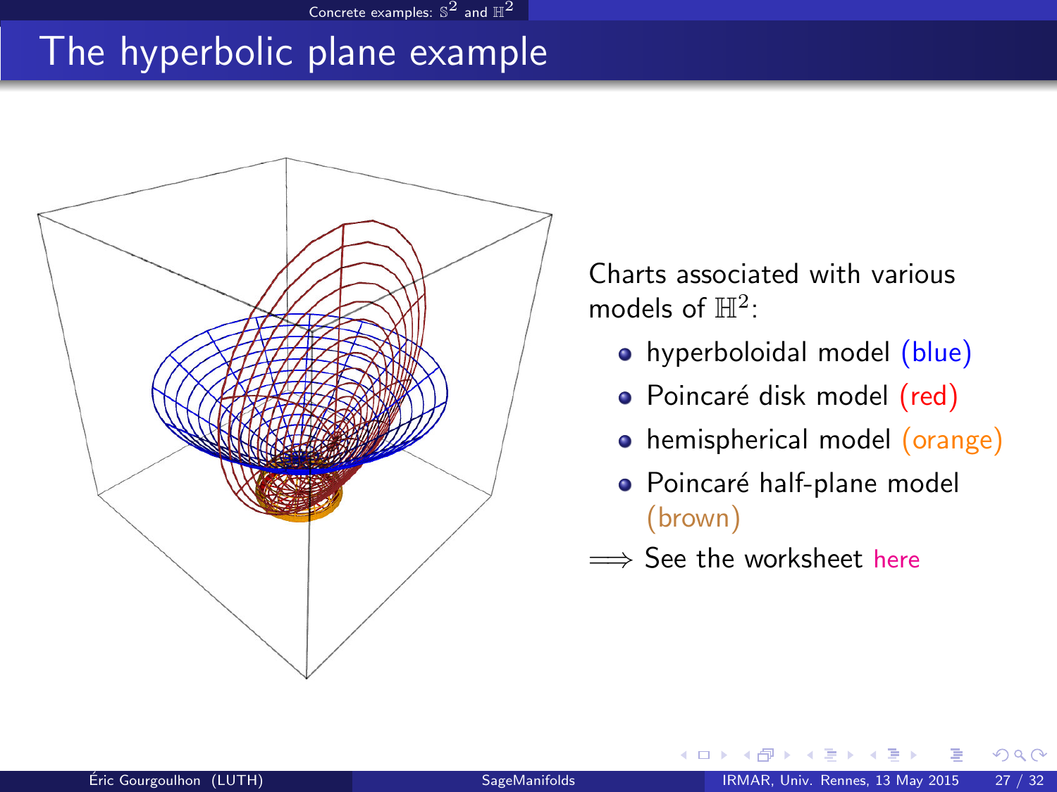# The hyperbolic plane example

Charts associated with various models of $\mathbb{H}^2$:

- hyperboloidal model (blue)
- Poincaré disk model (red)
- hemispherical model (orange)
- Poincaré half-plane model (brown)

$\Longrightarrow$ See the worksheet here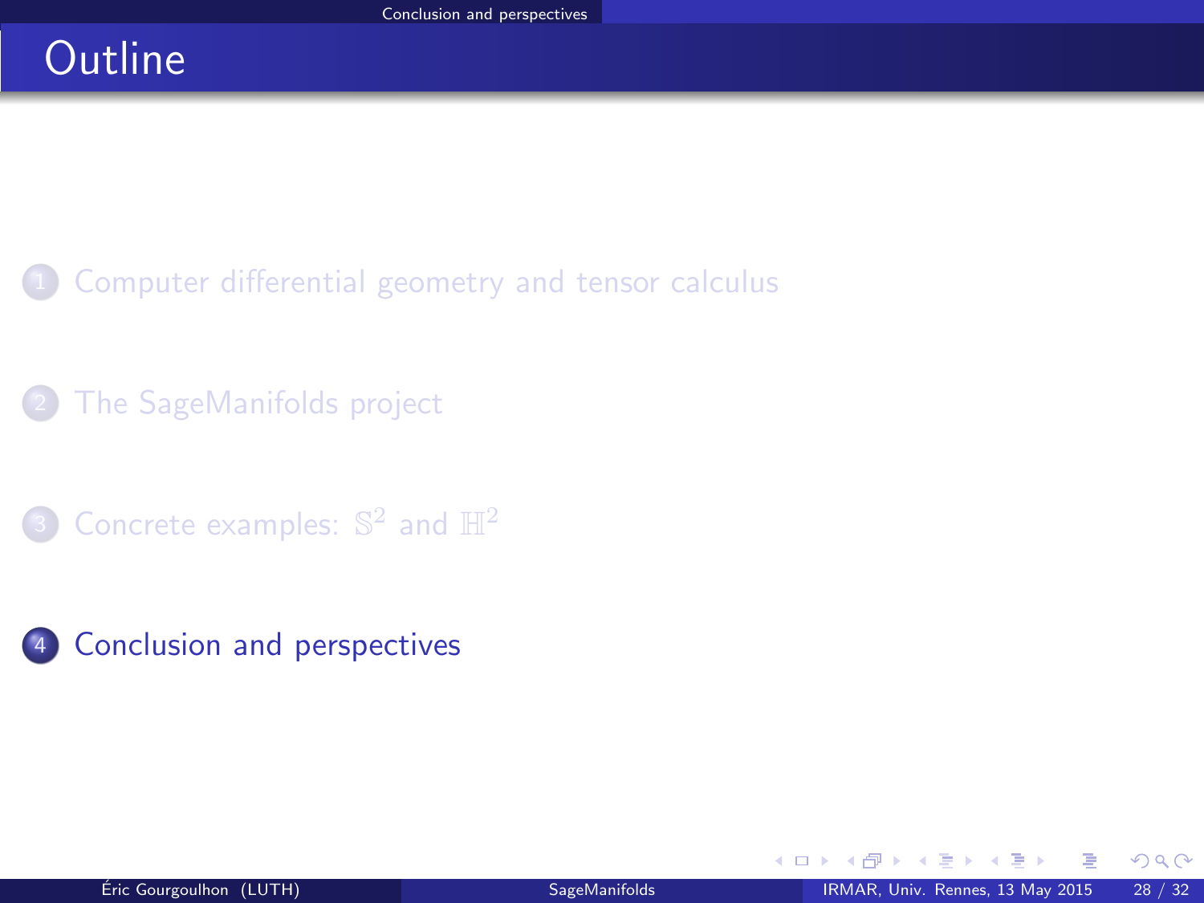# Outline

1. Computer differential geometry and tensor calculus
2. The SageManifolds project
3. Concrete examples: $\mathbb{S}^2$ and $\mathbb{H}^2$
4. Conclusion and perspectives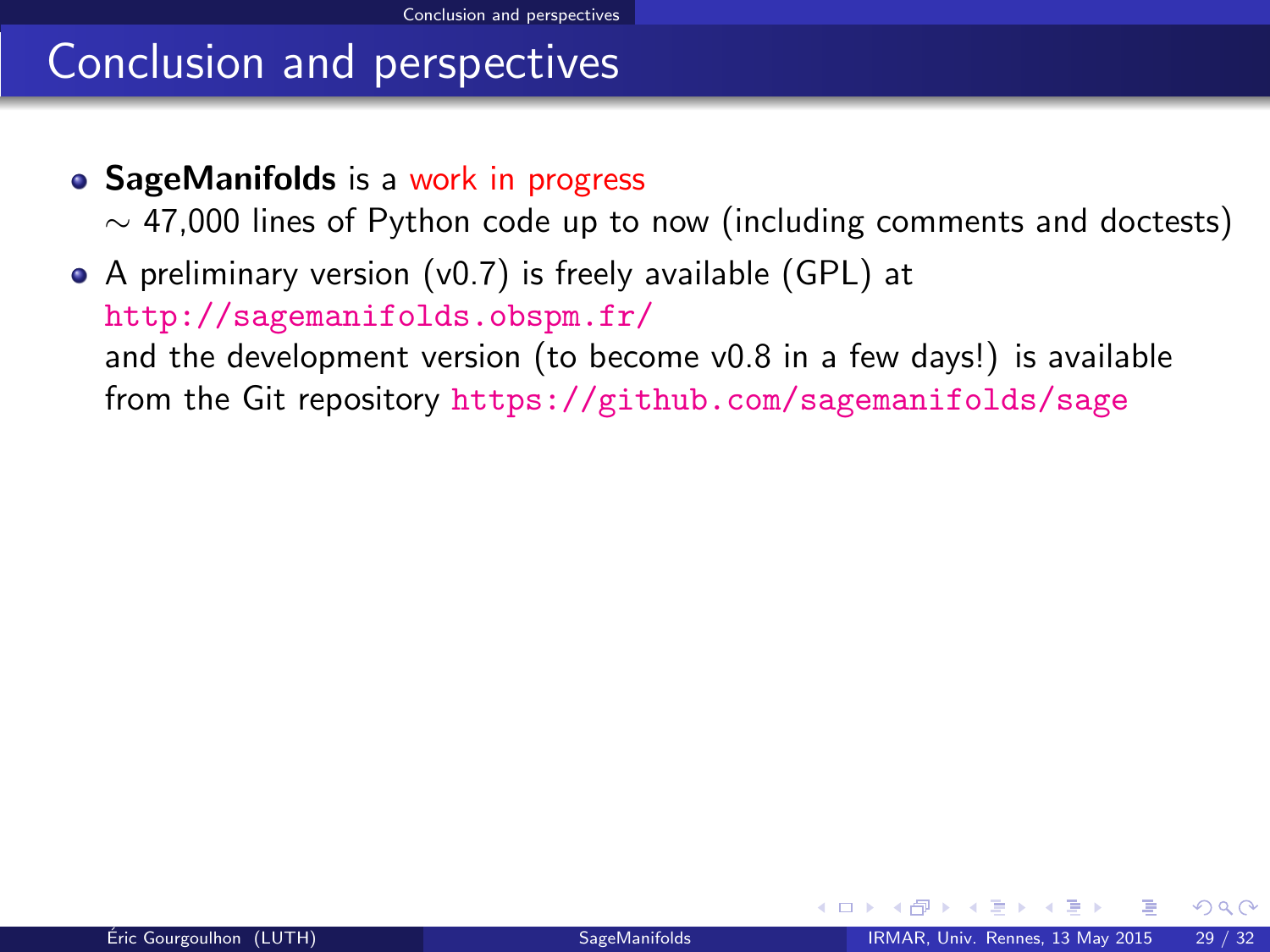# Conclusion and perspectives

- **SageManifolds** is a work in progress
  $\sim$ 47,000 lines of Python code up to now (including comments and doctests)
- A preliminary version (v0.7) is freely available (GPL) at
  http://sagemanifolds.obspm.fr/
  and the development version (to become v0.8 in a few days!) is available from the Git repository https://github.com/sagemanifolds/sage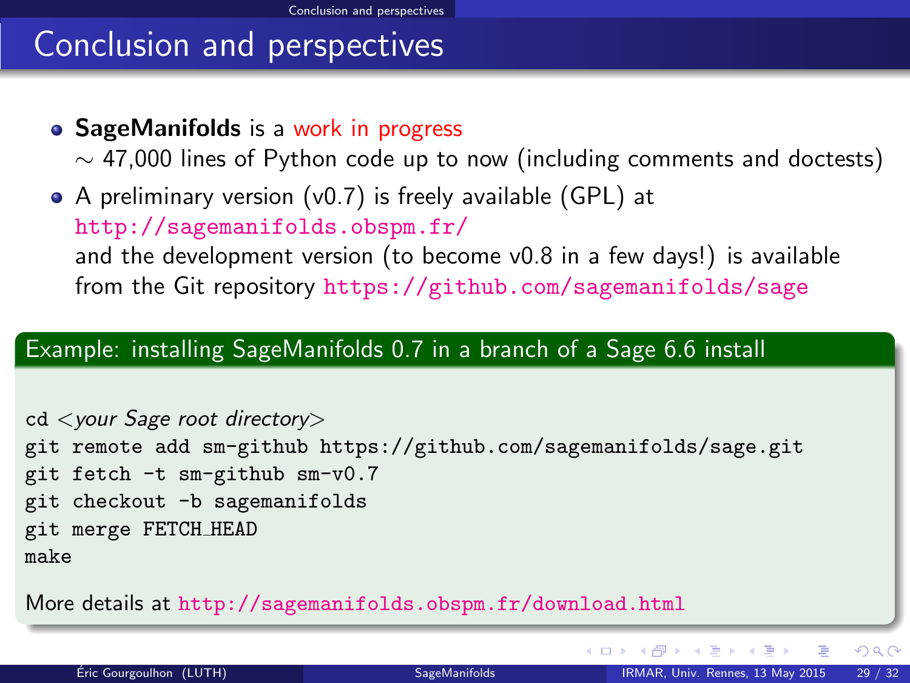# Conclusion and perspectives

- **SageManifolds** is a work in progress
  $\sim$ 47,000 lines of Python code up to now (including comments and doctests)
- A preliminary version (v0.7) is freely available (GPL) at
  http://sagemanifolds.obspm.fr/
  and the development version (to become v0.8 in a few days!) is available from the Git repository https://github.com/sagemanifolds/sage

**Example: installing SageManifolds 0.7 in a branch of a Sage 6.6 install**

```
cd <your Sage root directory>
git remote add sm-github https://github.com/sagemanifolds/sage.git
git fetch -t sm-github sm-v0.7
git checkout -b sagemanifolds
git merge FETCH_HEAD
make
```

More details at http://sagemanifolds.obspm.fr/download.html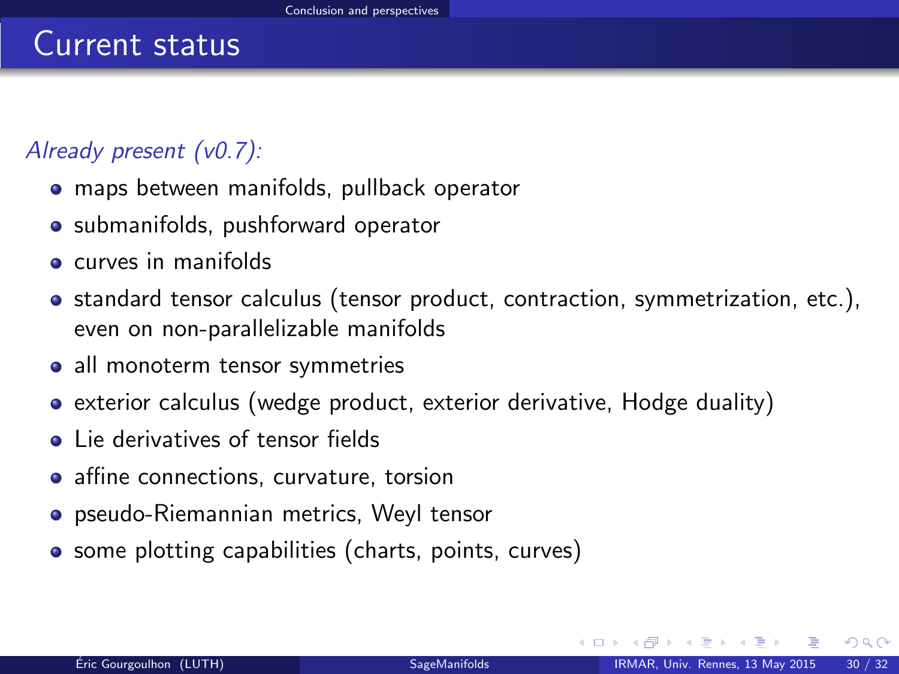## Current status

*Already present (v0.7):*

- maps between manifolds, pullback operator
- submanifolds, pushforward operator
- curves in manifolds
- standard tensor calculus (tensor product, contraction, symmetrization, etc.), even on non-parallelizable manifolds
- all monoterm tensor symmetries
- exterior calculus (wedge product, exterior derivative, Hodge duality)
- Lie derivatives of tensor fields
- affine connections, curvature, torsion
- pseudo-Riemannian metrics, Weyl tensor
- some plotting capabilities (charts, points, curves)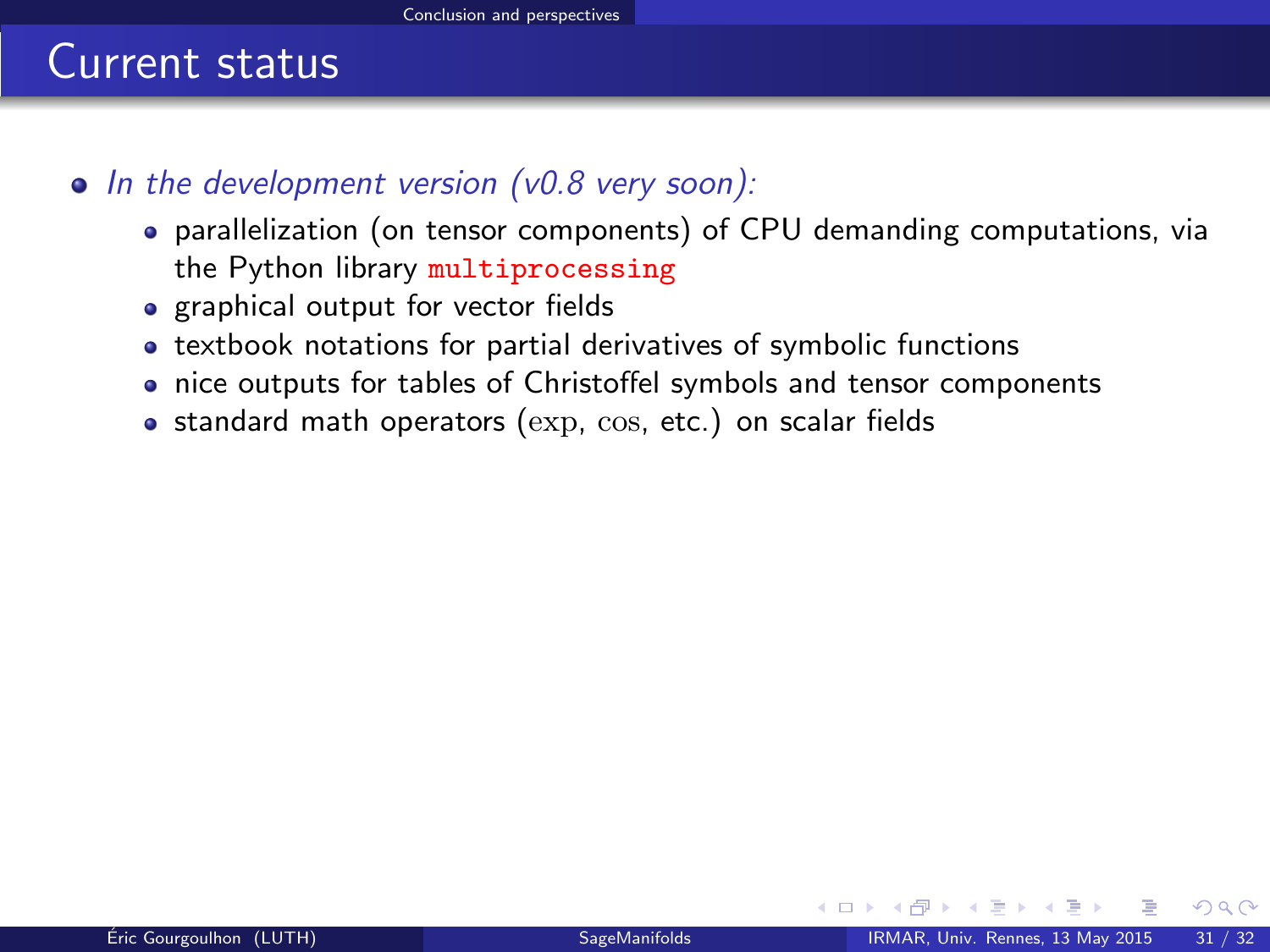# Current status

- *In the development version (v0.8 very soon):*
  - parallelization (on tensor components) of CPU demanding computations, via the Python library `multiprocessing`
  - graphical output for vector fields
  - textbook notations for partial derivatives of symbolic functions
  - nice outputs for tables of Christoffel symbols and tensor components
  - standard math operators ($\exp$, $\cos$, etc.) on scalar fields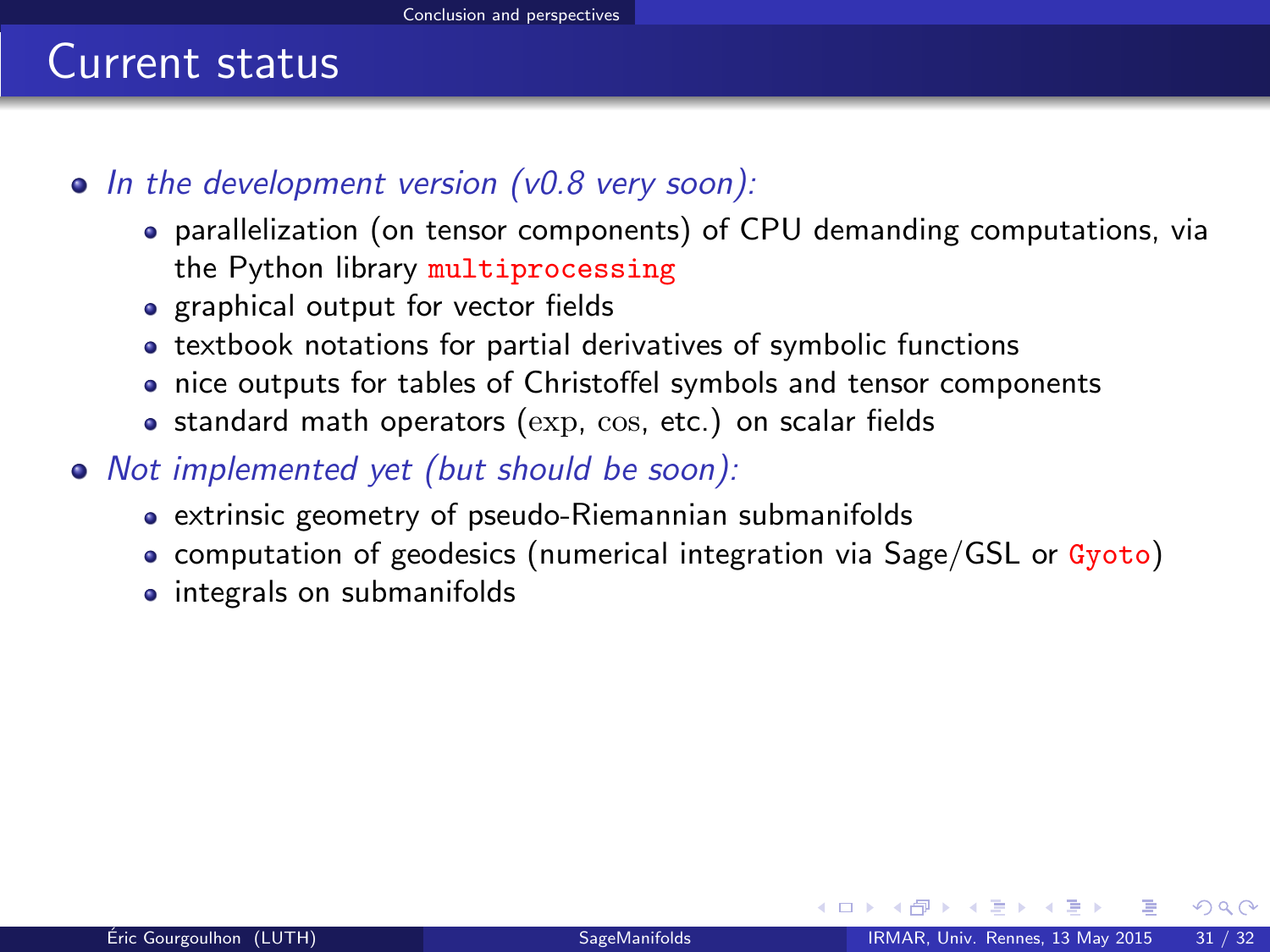# Current status

- *In the development version (v0.8 very soon):*
  - parallelization (on tensor components) of CPU demanding computations, via the Python library `multiprocessing`
  - graphical output for vector fields
  - textbook notations for partial derivatives of symbolic functions
  - nice outputs for tables of Christoffel symbols and tensor components
  - standard math operators ($\exp$, $\cos$, etc.) on scalar fields
- *Not implemented yet (but should be soon):*
  - extrinsic geometry of pseudo-Riemannian submanifolds
  - computation of geodesics (numerical integration via Sage/GSL or `Gyoto`)
  - integrals on submanifolds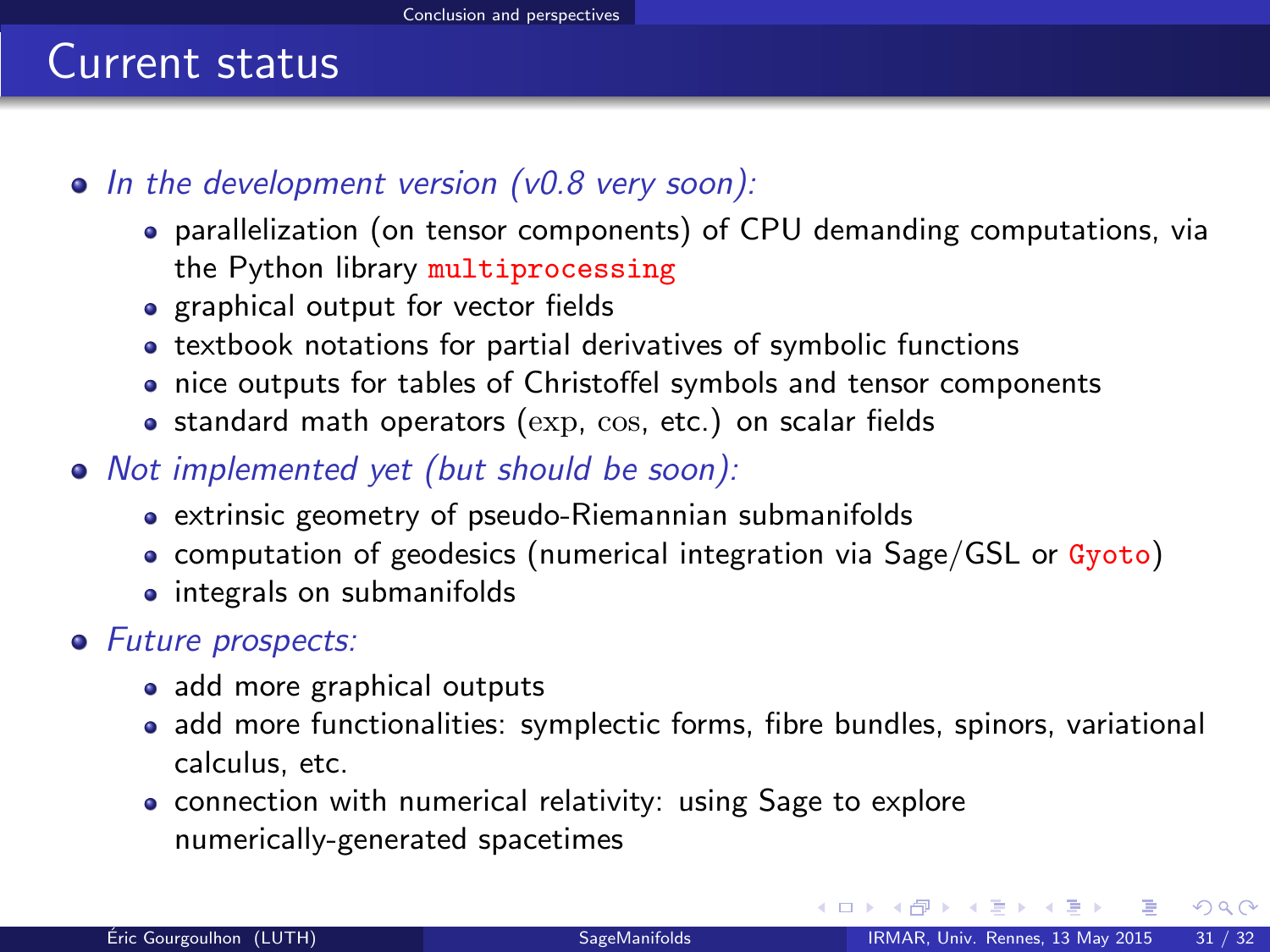# Current status

- *In the development version (v0.8 very soon):*
  - parallelization (on tensor components) of CPU demanding computations, via the Python library `multiprocessing`
  - graphical output for vector fields
  - textbook notations for partial derivatives of symbolic functions
  - nice outputs for tables of Christoffel symbols and tensor components
  - standard math operators ($\exp$, $\cos$, etc.) on scalar fields
- *Not implemented yet (but should be soon):*
  - extrinsic geometry of pseudo-Riemannian submanifolds
  - computation of geodesics (numerical integration via Sage/GSL or `Gyoto`)
  - integrals on submanifolds
- *Future prospects:*
  - add more graphical outputs
  - add more functionalities: symplectic forms, fibre bundles, spinors, variational calculus, etc.
  - connection with numerical relativity: using Sage to explore numerically-generated spacetimes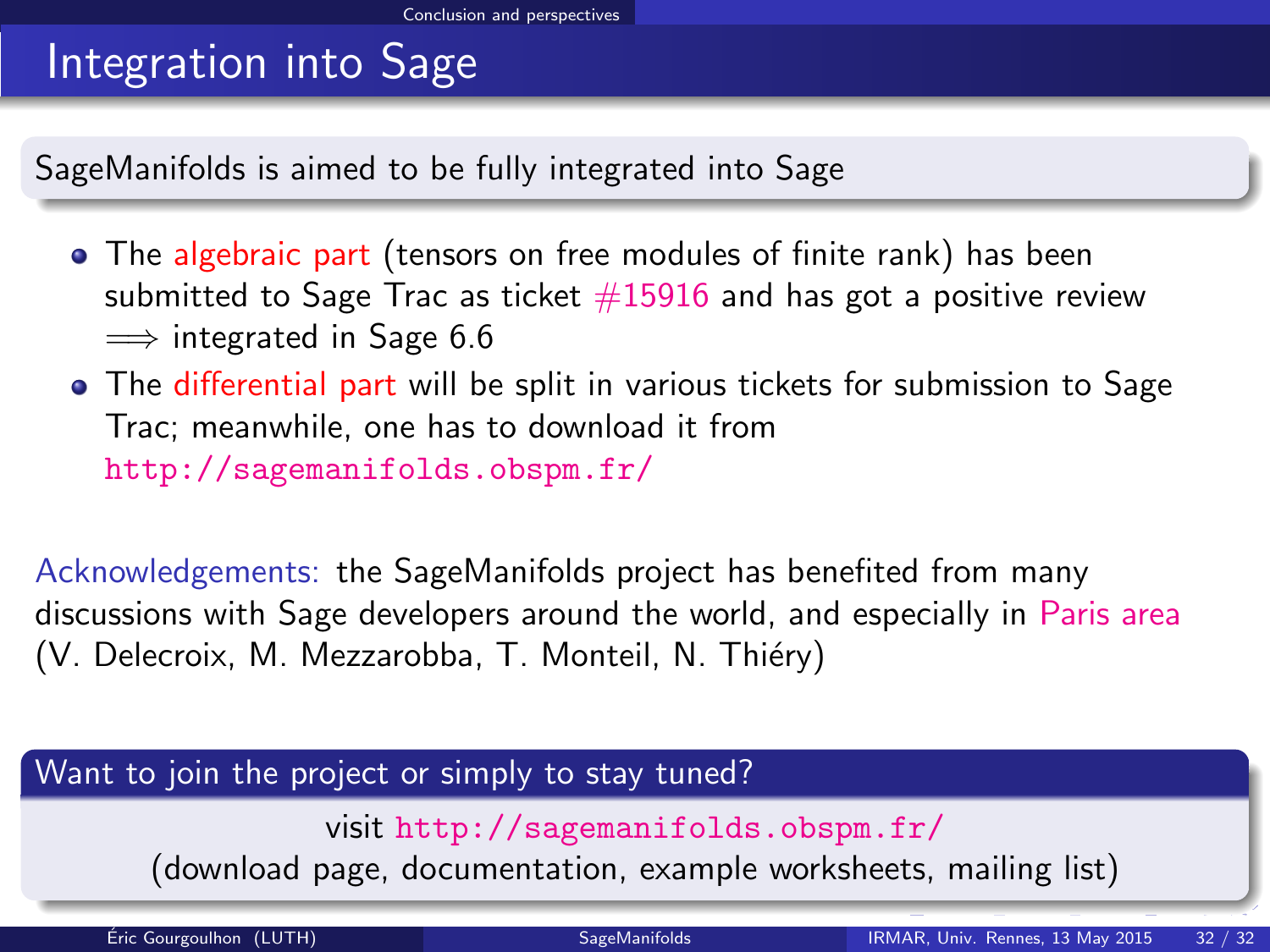# Integration into Sage

SageManifolds is aimed to be fully integrated into Sage

- The algebraic part (tensors on free modules of finite rank) has been submitted to Sage Trac as ticket #15916 and has got a positive review $\Longrightarrow$ integrated in Sage 6.6
- The differential part will be split in various tickets for submission to Sage Trac; meanwhile, one has to download it from `http://sagemanifolds.obspm.fr/`

Acknowledgements: the SageManifolds project has benefited from many discussions with Sage developers around the world, and especially in Paris area (V. Delecroix, M. Mezzarobba, T. Monteil, N. Thiéry)

**Want to join the project or simply to stay tuned?**

visit `http://sagemanifolds.obspm.fr/`
(download page, documentation, example worksheets, mailing list)